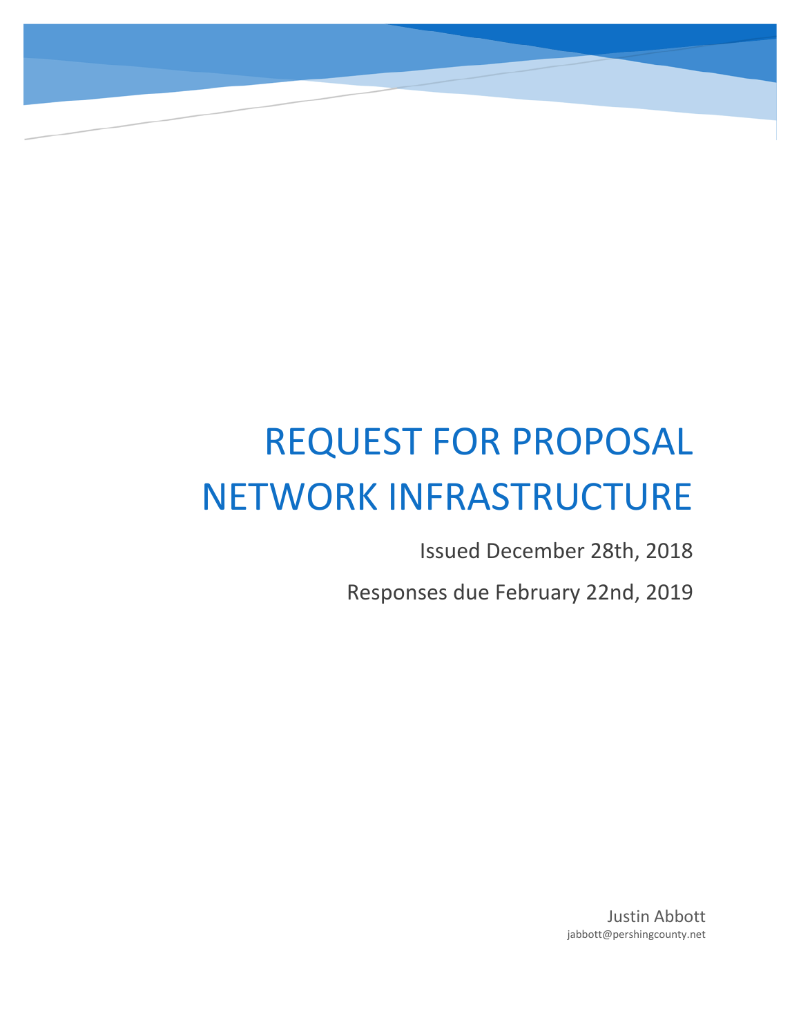# REQUEST FOR PROPOSAL NETWORK INFRASTRUCTURE

Issued December 28th, 2018

Responses due February 22nd, 2019

Justin Abbott

jabbott@pershingcounty.net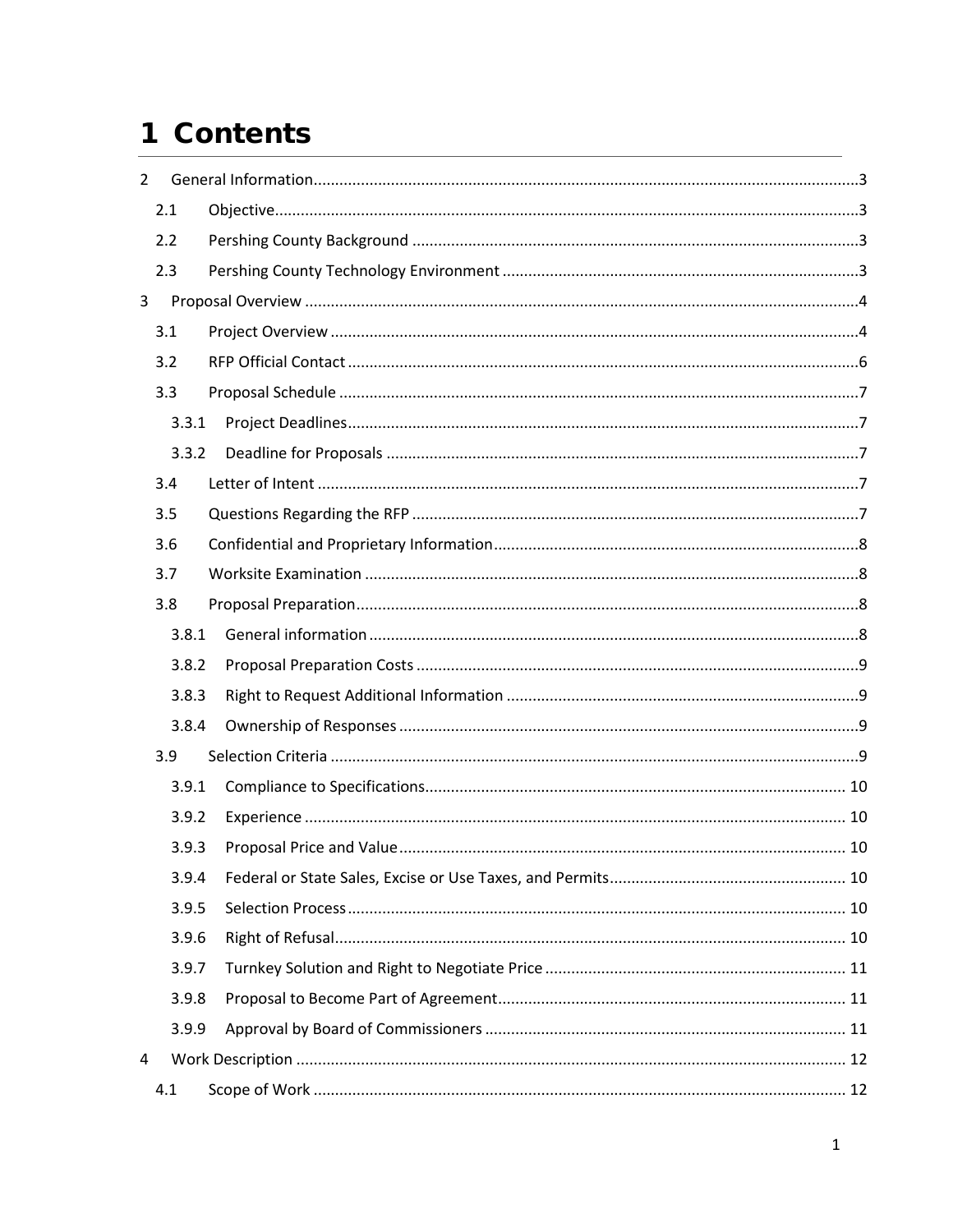# 1 Contents

2 General Information....3

2.1 Objective....3

2.2 Pershing County Background....3

2.3 Pershing County Technology Environment....3

3 Proposal Overview....4

3.1 Project Overview....4

3.2 RFP Official Contact....6

3.3 Proposal Schedule....7

3.3.1 Project Deadlines....7

3.3.2 Deadline for Proposals....7

3.4 Letter of Intent....7

3.5 Questions Regarding the RFP....7

3.6 Confidential and Proprietary Information....8

3.7 Worksite Examination....8

3.8 Proposal Preparation....8

3.8.1 General information....8

3.8.2 Proposal Preparation Costs....9

3.8.3 Right to Request Additional Information....9

3.8.4 Ownership of Responses....9

3.9 Selection Criteria....9

3.9.1 Compliance to Specifications....10

3.9.2 Experience....10

3.9.3 Proposal Price and Value....10

3.9.4 Federal or State Sales, Excise or Use Taxes, and Permits....10

3.9.5 Selection Process....10

3.9.6 Right of Refusal....10

3.9.7 Turnkey Solution and Right to Negotiate Price....11

3.9.8 Proposal to Become Part of Agreement....11

3.9.9 Approval by Board of Commissioners....11

4 Work Description....12

4.1 Scope of Work....12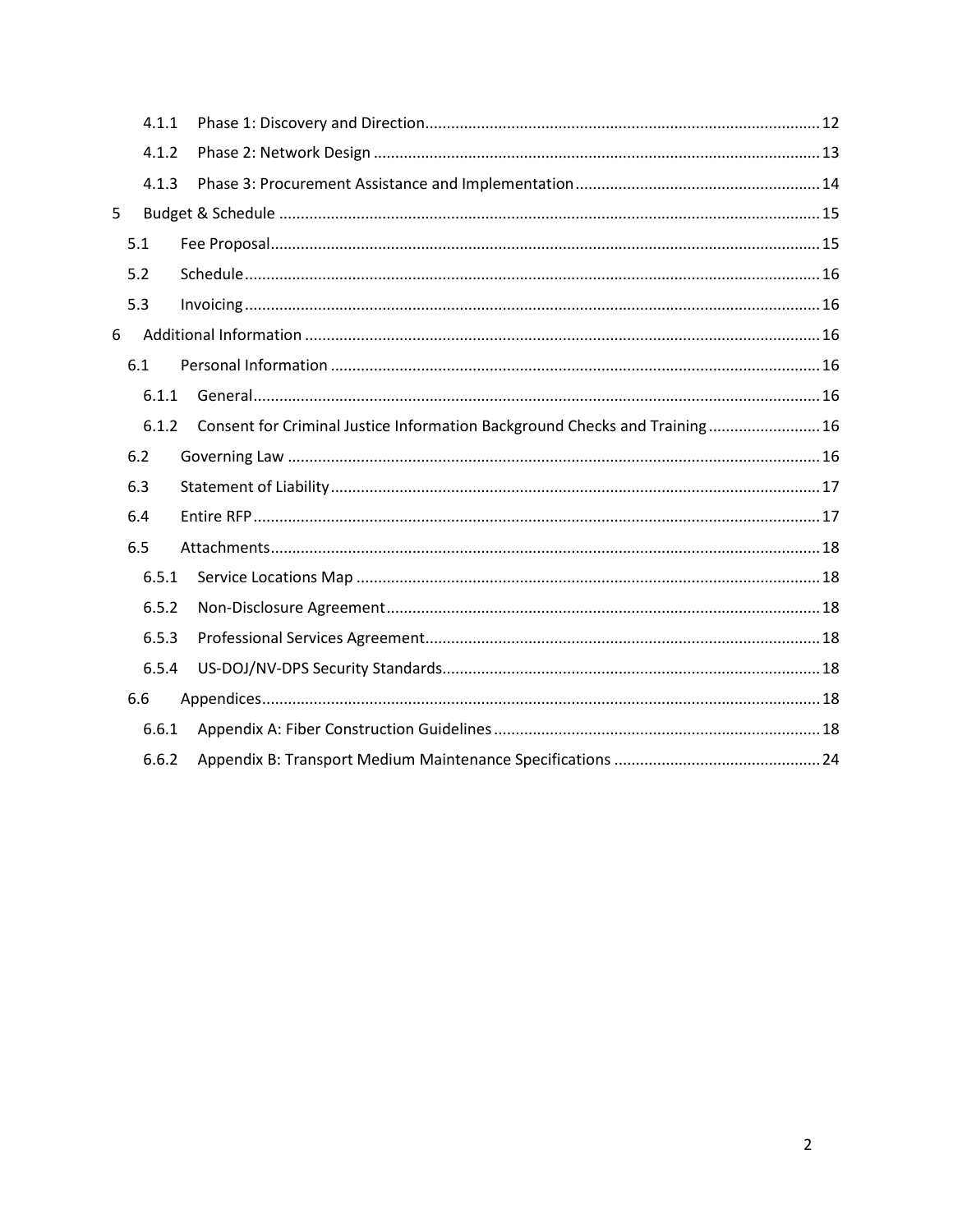- 4.1.1 Phase 1: Discovery and Direction ........ 12
- 4.1.2 Phase 2: Network Design ........ 13
- 4.1.3 Phase 3: Procurement Assistance and Implementation ........ 14

5 Budget & Schedule ........ 15

- 5.1 Fee Proposal ........ 15
- 5.2 Schedule ........ 16
- 5.3 Invoicing ........ 16

6 Additional Information ........ 16

- 6.1 Personal Information ........ 16
  - 6.1.1 General ........ 16
  - 6.1.2 Consent for Criminal Justice Information Background Checks and Training ........ 16
- 6.2 Governing Law ........ 16
- 6.3 Statement of Liability ........ 17
- 6.4 Entire RFP ........ 17
- 6.5 Attachments ........ 18
  - 6.5.1 Service Locations Map ........ 18
  - 6.5.2 Non-Disclosure Agreement ........ 18
  - 6.5.3 Professional Services Agreement ........ 18
  - 6.5.4 US-DOJ/NV-DPS Security Standards ........ 18
- 6.6 Appendices ........ 18
  - 6.6.1 Appendix A: Fiber Construction Guidelines ........ 18
  - 6.6.2 Appendix B: Transport Medium Maintenance Specifications ........ 24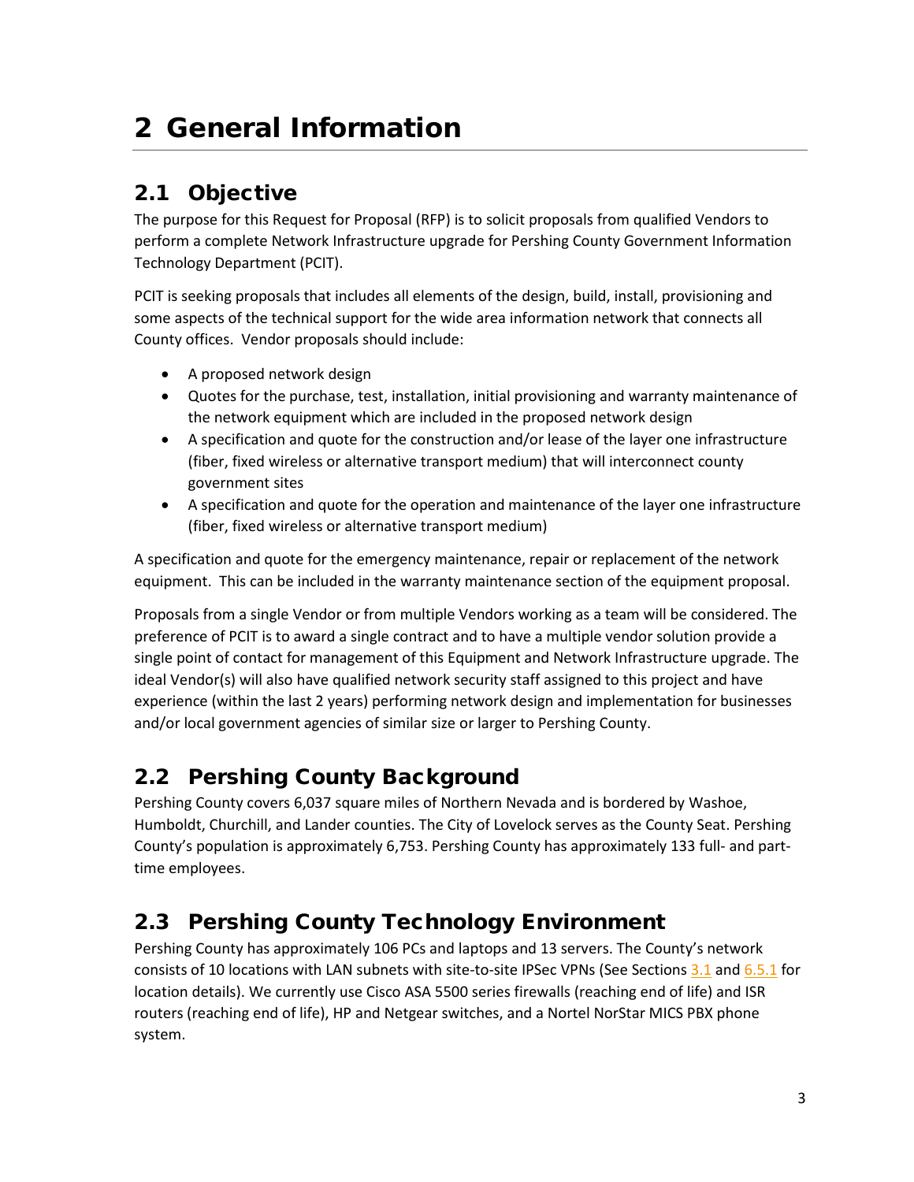# 2 General Information

## 2.1 Objective

The purpose for this Request for Proposal (RFP) is to solicit proposals from qualified Vendors to perform a complete Network Infrastructure upgrade for Pershing County Government Information Technology Department (PCIT).

PCIT is seeking proposals that includes all elements of the design, build, install, provisioning and some aspects of the technical support for the wide area information network that connects all County offices. Vendor proposals should include:

- A proposed network design
- Quotes for the purchase, test, installation, initial provisioning and warranty maintenance of the network equipment which are included in the proposed network design
- A specification and quote for the construction and/or lease of the layer one infrastructure (fiber, fixed wireless or alternative transport medium) that will interconnect county government sites
- A specification and quote for the operation and maintenance of the layer one infrastructure (fiber, fixed wireless or alternative transport medium)

A specification and quote for the emergency maintenance, repair or replacement of the network equipment. This can be included in the warranty maintenance section of the equipment proposal.

Proposals from a single Vendor or from multiple Vendors working as a team will be considered. The preference of PCIT is to award a single contract and to have a multiple vendor solution provide a single point of contact for management of this Equipment and Network Infrastructure upgrade. The ideal Vendor(s) will also have qualified network security staff assigned to this project and have experience (within the last 2 years) performing network design and implementation for businesses and/or local government agencies of similar size or larger to Pershing County.

## 2.2 Pershing County Background

Pershing County covers 6,037 square miles of Northern Nevada and is bordered by Washoe, Humboldt, Churchill, and Lander counties. The City of Lovelock serves as the County Seat. Pershing County's population is approximately 6,753. Pershing County has approximately 133 full- and part-time employees.

## 2.3 Pershing County Technology Environment

Pershing County has approximately 106 PCs and laptops and 13 servers. The County's network consists of 10 locations with LAN subnets with site-to-site IPSec VPNs (See Sections 3.1 and 6.5.1 for location details). We currently use Cisco ASA 5500 series firewalls (reaching end of life) and ISR routers (reaching end of life), HP and Netgear switches, and a Nortel NorStar MICS PBX phone system.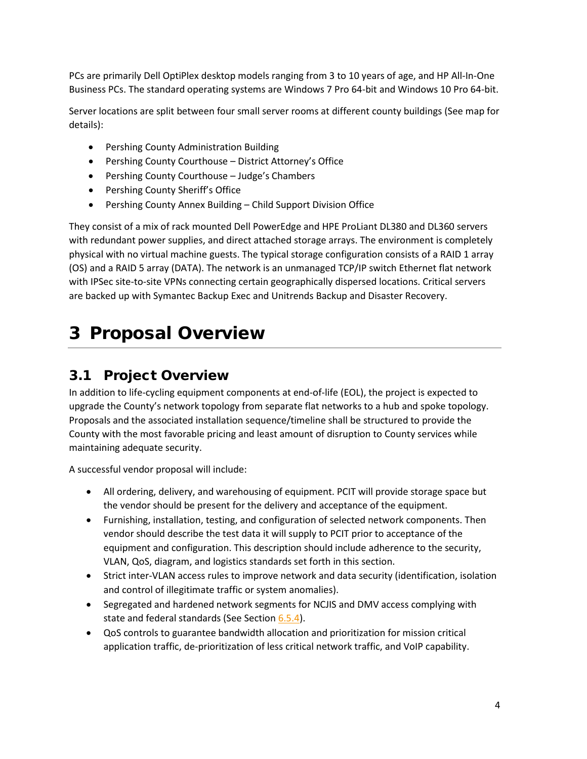PCs are primarily Dell OptiPlex desktop models ranging from 3 to 10 years of age, and HP All-In-One Business PCs. The standard operating systems are Windows 7 Pro 64-bit and Windows 10 Pro 64-bit.

Server locations are split between four small server rooms at different county buildings (See map for details):

- Pershing County Administration Building
- Pershing County Courthouse – District Attorney's Office
- Pershing County Courthouse – Judge's Chambers
- Pershing County Sheriff's Office
- Pershing County Annex Building – Child Support Division Office

They consist of a mix of rack mounted Dell PowerEdge and HPE ProLiant DL380 and DL360 servers with redundant power supplies, and direct attached storage arrays. The environment is completely physical with no virtual machine guests. The typical storage configuration consists of a RAID 1 array (OS) and a RAID 5 array (DATA). The network is an unmanaged TCP/IP switch Ethernet flat network with IPSec site-to-site VPNs connecting certain geographically dispersed locations. Critical servers are backed up with Symantec Backup Exec and Unitrends Backup and Disaster Recovery.

# 3 Proposal Overview

## 3.1 Project Overview

In addition to life-cycling equipment components at end-of-life (EOL), the project is expected to upgrade the County's network topology from separate flat networks to a hub and spoke topology. Proposals and the associated installation sequence/timeline shall be structured to provide the County with the most favorable pricing and least amount of disruption to County services while maintaining adequate security.

A successful vendor proposal will include:

- All ordering, delivery, and warehousing of equipment. PCIT will provide storage space but the vendor should be present for the delivery and acceptance of the equipment.
- Furnishing, installation, testing, and configuration of selected network components. Then vendor should describe the test data it will supply to PCIT prior to acceptance of the equipment and configuration. This description should include adherence to the security, VLAN, QoS, diagram, and logistics standards set forth in this section.
- Strict inter-VLAN access rules to improve network and data security (identification, isolation and control of illegitimate traffic or system anomalies).
- Segregated and hardened network segments for NCJIS and DMV access complying with state and federal standards (See Section 6.5.4).
- QoS controls to guarantee bandwidth allocation and prioritization for mission critical application traffic, de-prioritization of less critical network traffic, and VoIP capability.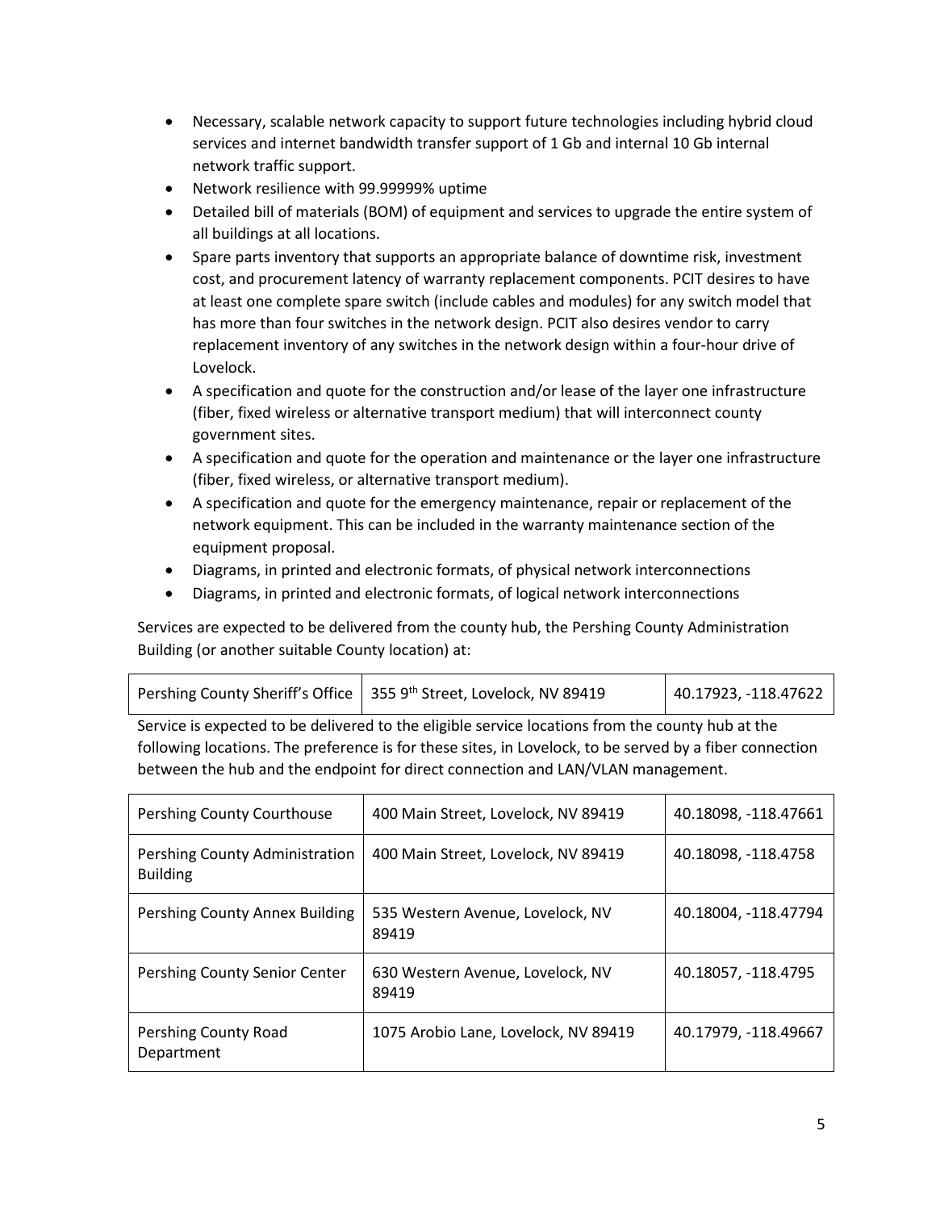- Necessary, scalable network capacity to support future technologies including hybrid cloud services and internet bandwidth transfer support of 1 Gb and internal 10 Gb internal network traffic support.
- Network resilience with 99.99999% uptime
- Detailed bill of materials (BOM) of equipment and services to upgrade the entire system of all buildings at all locations.
- Spare parts inventory that supports an appropriate balance of downtime risk, investment cost, and procurement latency of warranty replacement components. PCIT desires to have at least one complete spare switch (include cables and modules) for any switch model that has more than four switches in the network design. PCIT also desires vendor to carry replacement inventory of any switches in the network design within a four-hour drive of Lovelock.
- A specification and quote for the construction and/or lease of the layer one infrastructure (fiber, fixed wireless or alternative transport medium) that will interconnect county government sites.
- A specification and quote for the operation and maintenance or the layer one infrastructure (fiber, fixed wireless, or alternative transport medium).
- A specification and quote for the emergency maintenance, repair or replacement of the network equipment. This can be included in the warranty maintenance section of the equipment proposal.
- Diagrams, in printed and electronic formats, of physical network interconnections
- Diagrams, in printed and electronic formats, of logical network interconnections

Services are expected to be delivered from the county hub, the Pershing County Administration Building (or another suitable County location) at:

| Pershing County Sheriff's Office | 355 9th Street, Lovelock, NV 89419 | 40.17923, -118.47622 |
|---|---|---|

Service is expected to be delivered to the eligible service locations from the county hub at the following locations. The preference is for these sites, in Lovelock, to be served by a fiber connection between the hub and the endpoint for direct connection and LAN/VLAN management.

| Pershing County Courthouse | 400 Main Street, Lovelock, NV 89419 | 40.18098, -118.47661 |
|---|---|---|
| Pershing County Administration Building | 400 Main Street, Lovelock, NV 89419 | 40.18098, -118.4758 |
| Pershing County Annex Building | 535 Western Avenue, Lovelock, NV 89419 | 40.18004, -118.47794 |
| Pershing County Senior Center | 630 Western Avenue, Lovelock, NV 89419 | 40.18057, -118.4795 |
| Pershing County Road Department | 1075 Arobio Lane, Lovelock, NV 89419 | 40.17979, -118.49667 |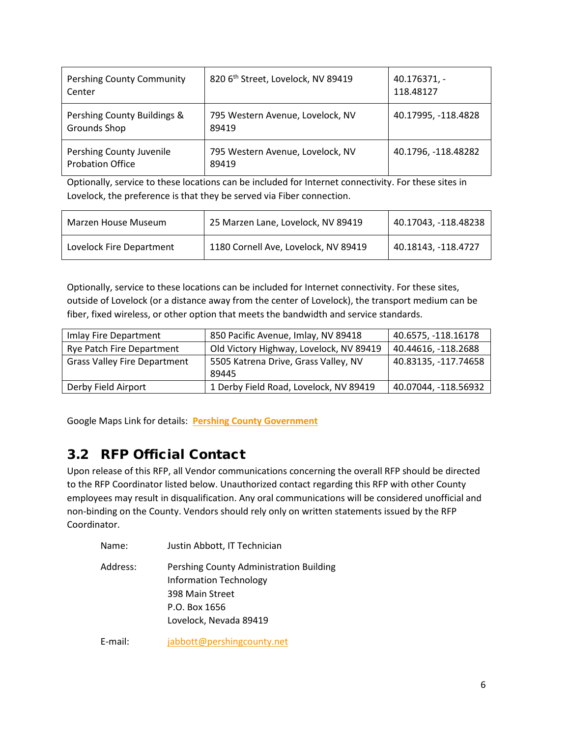| Pershing County Community Center | 820 6th Street, Lovelock, NV 89419 | 40.176371, -118.48127 |
|---|---|---|
| Pershing County Buildings & Grounds Shop | 795 Western Avenue, Lovelock, NV 89419 | 40.17995, -118.4828 |
| Pershing County Juvenile Probation Office | 795 Western Avenue, Lovelock, NV 89419 | 40.1796, -118.48282 |

Optionally, service to these locations can be included for Internet connectivity. For these sites in Lovelock, the preference is that they be served via Fiber connection.

| Marzen House Museum | 25 Marzen Lane, Lovelock, NV 89419 | 40.17043, -118.48238 |
|---|---|---|
| Lovelock Fire Department | 1180 Cornell Ave, Lovelock, NV 89419 | 40.18143, -118.4727 |

Optionally, service to these locations can be included for Internet connectivity. For these sites, outside of Lovelock (or a distance away from the center of Lovelock), the transport medium can be fiber, fixed wireless, or other option that meets the bandwidth and service standards.

| Imlay Fire Department | 850 Pacific Avenue, Imlay, NV 89418 | 40.6575, -118.16178 |
|---|---|---|
| Rye Patch Fire Department | Old Victory Highway, Lovelock, NV 89419 | 40.44616, -118.2688 |
| Grass Valley Fire Department | 5505 Katrena Drive, Grass Valley, NV 89445 | 40.83135, -117.74658 |
| Derby Field Airport | 1 Derby Field Road, Lovelock, NV 89419 | 40.07044, -118.56932 |

Google Maps Link for details: **Pershing County Government**

## 3.2 RFP Official Contact

Upon release of this RFP, all Vendor communications concerning the overall RFP should be directed to the RFP Coordinator listed below. Unauthorized contact regarding this RFP with other County employees may result in disqualification. Any oral communications will be considered unofficial and non-binding on the County. Vendors should rely only on written statements issued by the RFP Coordinator.

Name: Justin Abbott, IT Technician

Address: Pershing County Administration Building
Information Technology
398 Main Street
P.O. Box 1656
Lovelock, Nevada 89419

E-mail: jabbott@pershingcounty.net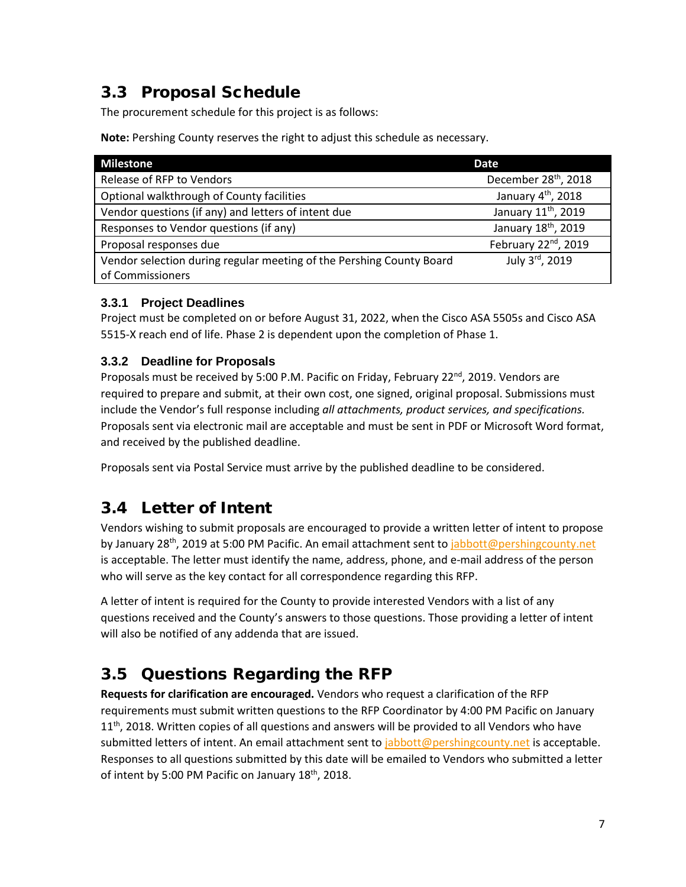## 3.3 Proposal Schedule

The procurement schedule for this project is as follows:

**Note:** Pershing County reserves the right to adjust this schedule as necessary.

| Milestone | Date |
|---|---|
| Release of RFP to Vendors | December 28th, 2018 |
| Optional walkthrough of County facilities | January 4th, 2018 |
| Vendor questions (if any) and letters of intent due | January 11th, 2019 |
| Responses to Vendor questions (if any) | January 18th, 2019 |
| Proposal responses due | February 22nd, 2019 |
| Vendor selection during regular meeting of the Pershing County Board of Commissioners | July 3rd, 2019 |

### 3.3.1 Project Deadlines

Project must be completed on or before August 31, 2022, when the Cisco ASA 5505s and Cisco ASA 5515-X reach end of life. Phase 2 is dependent upon the completion of Phase 1.

### 3.3.2 Deadline for Proposals

Proposals must be received by 5:00 P.M. Pacific on Friday, February 22nd, 2019. Vendors are required to prepare and submit, at their own cost, one signed, original proposal. Submissions must include the Vendor's full response including *all attachments, product services, and specifications.* Proposals sent via electronic mail are acceptable and must be sent in PDF or Microsoft Word format, and received by the published deadline.

Proposals sent via Postal Service must arrive by the published deadline to be considered.

## 3.4 Letter of Intent

Vendors wishing to submit proposals are encouraged to provide a written letter of intent to propose by January 28th, 2019 at 5:00 PM Pacific. An email attachment sent to jabbott@pershingcounty.net is acceptable. The letter must identify the name, address, phone, and e-mail address of the person who will serve as the key contact for all correspondence regarding this RFP.

A letter of intent is required for the County to provide interested Vendors with a list of any questions received and the County's answers to those questions. Those providing a letter of intent will also be notified of any addenda that are issued.

## 3.5 Questions Regarding the RFP

**Requests for clarification are encouraged.** Vendors who request a clarification of the RFP requirements must submit written questions to the RFP Coordinator by 4:00 PM Pacific on January 11th, 2018. Written copies of all questions and answers will be provided to all Vendors who have submitted letters of intent. An email attachment sent to jabbott@pershingcounty.net is acceptable. Responses to all questions submitted by this date will be emailed to Vendors who submitted a letter of intent by 5:00 PM Pacific on January 18th, 2018.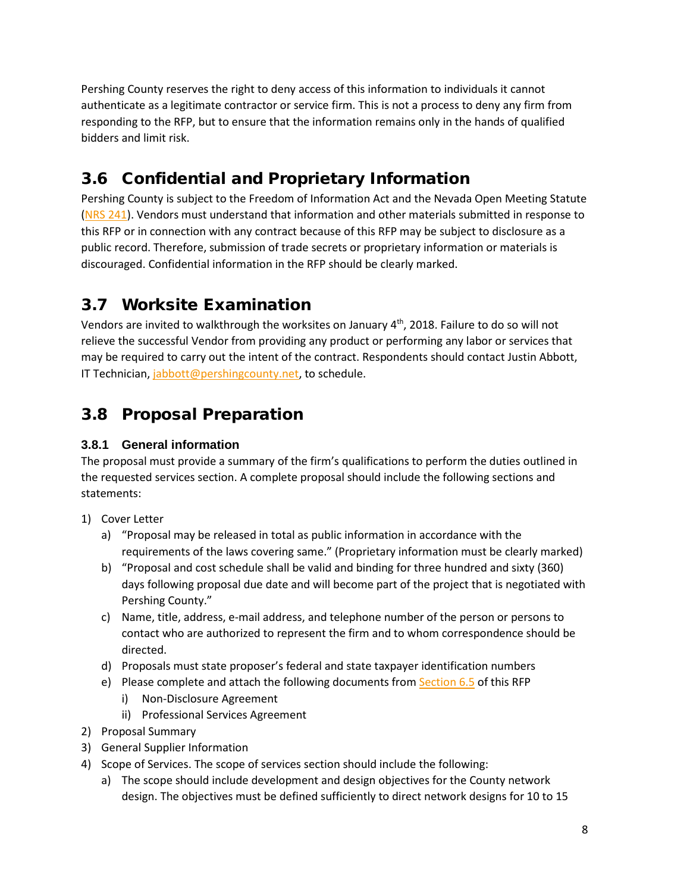Pershing County reserves the right to deny access of this information to individuals it cannot authenticate as a legitimate contractor or service firm. This is not a process to deny any firm from responding to the RFP, but to ensure that the information remains only in the hands of qualified bidders and limit risk.

## 3.6 Confidential and Proprietary Information

Pershing County is subject to the Freedom of Information Act and the Nevada Open Meeting Statute (NRS 241). Vendors must understand that information and other materials submitted in response to this RFP or in connection with any contract because of this RFP may be subject to disclosure as a public record. Therefore, submission of trade secrets or proprietary information or materials is discouraged. Confidential information in the RFP should be clearly marked.

## 3.7 Worksite Examination

Vendors are invited to walkthrough the worksites on January 4th, 2018. Failure to do so will not relieve the successful Vendor from providing any product or performing any labor or services that may be required to carry out the intent of the contract. Respondents should contact Justin Abbott, IT Technician, jabbott@pershingcounty.net, to schedule.

## 3.8 Proposal Preparation

### 3.8.1 General information

The proposal must provide a summary of the firm's qualifications to perform the duties outlined in the requested services section. A complete proposal should include the following sections and statements:

1) Cover Letter
   a) "Proposal may be released in total as public information in accordance with the requirements of the laws covering same." (Proprietary information must be clearly marked)
   b) "Proposal and cost schedule shall be valid and binding for three hundred and sixty (360) days following proposal due date and will become part of the project that is negotiated with Pershing County."
   c) Name, title, address, e-mail address, and telephone number of the person or persons to contact who are authorized to represent the firm and to whom correspondence should be directed.
   d) Proposals must state proposer's federal and state taxpayer identification numbers
   e) Please complete and attach the following documents from Section 6.5 of this RFP
      i) Non-Disclosure Agreement
      ii) Professional Services Agreement
2) Proposal Summary
3) General Supplier Information
4) Scope of Services. The scope of services section should include the following:
   a) The scope should include development and design objectives for the County network design. The objectives must be defined sufficiently to direct network designs for 10 to 15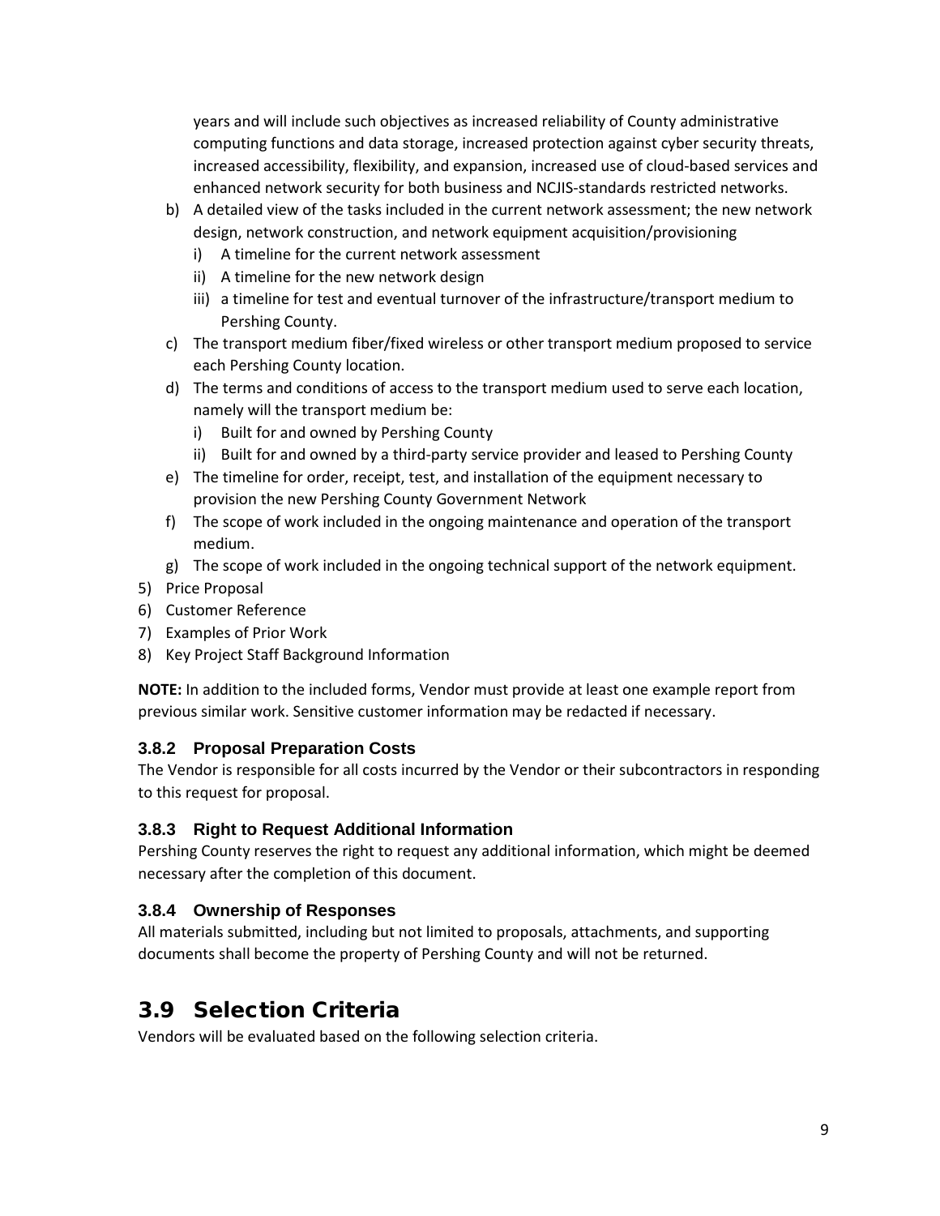years and will include such objectives as increased reliability of County administrative computing functions and data storage, increased protection against cyber security threats, increased accessibility, flexibility, and expansion, increased use of cloud-based services and enhanced network security for both business and NCJIS-standards restricted networks.

b) A detailed view of the tasks included in the current network assessment; the new network design, network construction, and network equipment acquisition/provisioning
   i) A timeline for the current network assessment
   ii) A timeline for the new network design
   iii) a timeline for test and eventual turnover of the infrastructure/transport medium to Pershing County.
c) The transport medium fiber/fixed wireless or other transport medium proposed to service each Pershing County location.
d) The terms and conditions of access to the transport medium used to serve each location, namely will the transport medium be:
   i) Built for and owned by Pershing County
   ii) Built for and owned by a third-party service provider and leased to Pershing County
e) The timeline for order, receipt, test, and installation of the equipment necessary to provision the new Pershing County Government Network
f) The scope of work included in the ongoing maintenance and operation of the transport medium.
g) The scope of work included in the ongoing technical support of the network equipment.

5) Price Proposal
6) Customer Reference
7) Examples of Prior Work
8) Key Project Staff Background Information

**NOTE:** In addition to the included forms, Vendor must provide at least one example report from previous similar work. Sensitive customer information may be redacted if necessary.

### 3.8.2 Proposal Preparation Costs

The Vendor is responsible for all costs incurred by the Vendor or their subcontractors in responding to this request for proposal.

### 3.8.3 Right to Request Additional Information

Pershing County reserves the right to request any additional information, which might be deemed necessary after the completion of this document.

### 3.8.4 Ownership of Responses

All materials submitted, including but not limited to proposals, attachments, and supporting documents shall become the property of Pershing County and will not be returned.

## 3.9 Selection Criteria

Vendors will be evaluated based on the following selection criteria.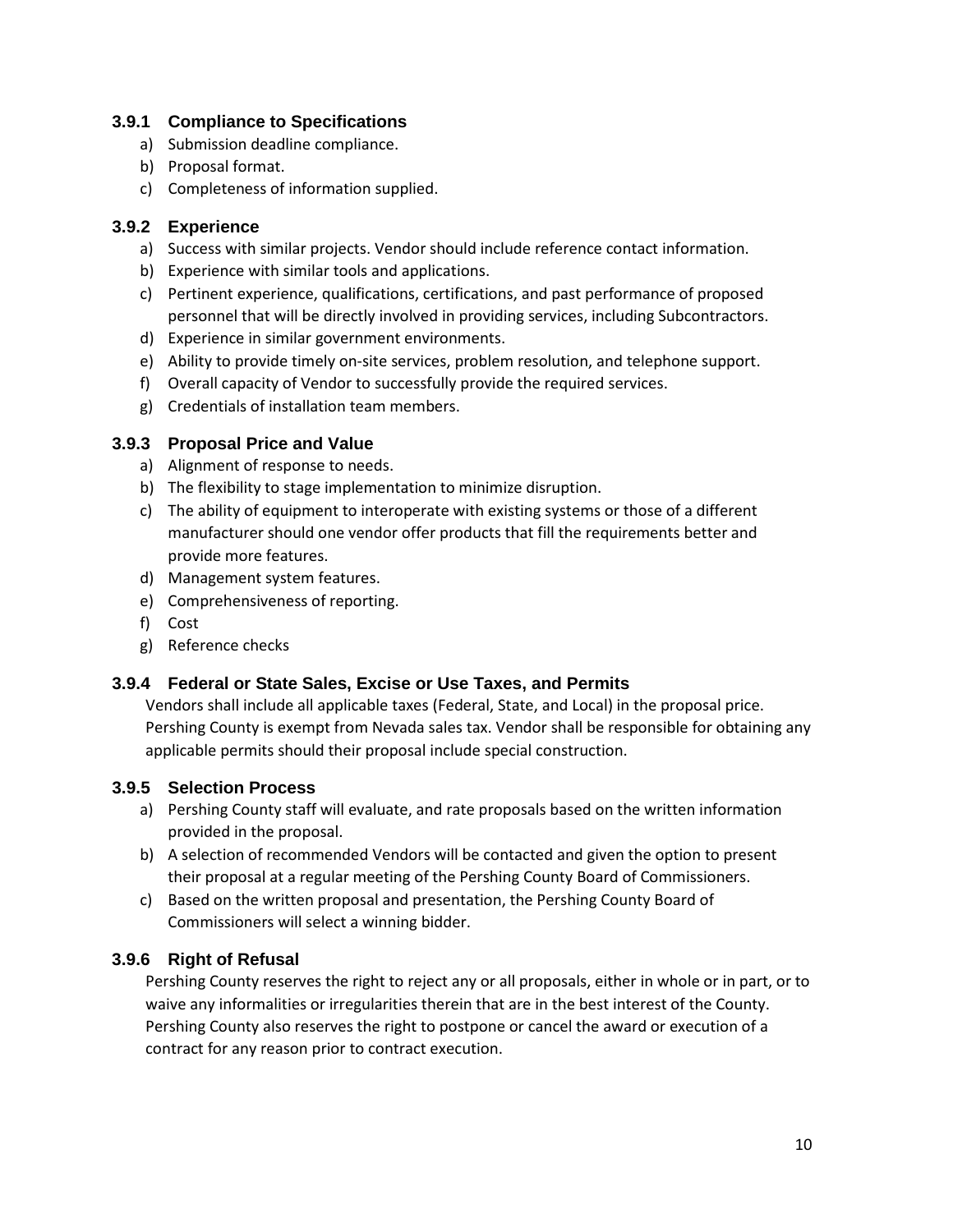### 3.9.1 Compliance to Specifications

a) Submission deadline compliance.
b) Proposal format.
c) Completeness of information supplied.

### 3.9.2 Experience

a) Success with similar projects. Vendor should include reference contact information.
b) Experience with similar tools and applications.
c) Pertinent experience, qualifications, certifications, and past performance of proposed personnel that will be directly involved in providing services, including Subcontractors.
d) Experience in similar government environments.
e) Ability to provide timely on-site services, problem resolution, and telephone support.
f) Overall capacity of Vendor to successfully provide the required services.
g) Credentials of installation team members.

### 3.9.3 Proposal Price and Value

a) Alignment of response to needs.
b) The flexibility to stage implementation to minimize disruption.
c) The ability of equipment to interoperate with existing systems or those of a different manufacturer should one vendor offer products that fill the requirements better and provide more features.
d) Management system features.
e) Comprehensiveness of reporting.
f) Cost
g) Reference checks

### 3.9.4 Federal or State Sales, Excise or Use Taxes, and Permits

Vendors shall include all applicable taxes (Federal, State, and Local) in the proposal price. Pershing County is exempt from Nevada sales tax. Vendor shall be responsible for obtaining any applicable permits should their proposal include special construction.

### 3.9.5 Selection Process

a) Pershing County staff will evaluate, and rate proposals based on the written information provided in the proposal.
b) A selection of recommended Vendors will be contacted and given the option to present their proposal at a regular meeting of the Pershing County Board of Commissioners.
c) Based on the written proposal and presentation, the Pershing County Board of Commissioners will select a winning bidder.

### 3.9.6 Right of Refusal

Pershing County reserves the right to reject any or all proposals, either in whole or in part, or to waive any informalities or irregularities therein that are in the best interest of the County. Pershing County also reserves the right to postpone or cancel the award or execution of a contract for any reason prior to contract execution.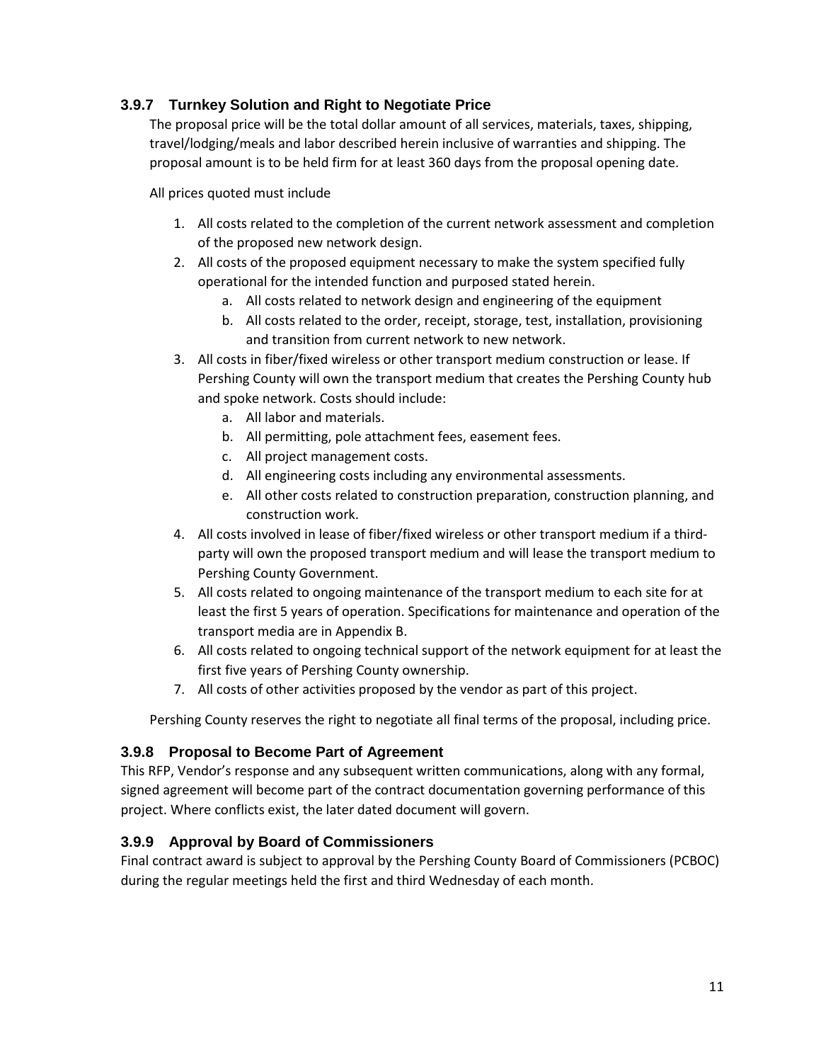### 3.9.7 Turnkey Solution and Right to Negotiate Price

The proposal price will be the total dollar amount of all services, materials, taxes, shipping, travel/lodging/meals and labor described herein inclusive of warranties and shipping. The proposal amount is to be held firm for at least 360 days from the proposal opening date.

All prices quoted must include

1. All costs related to the completion of the current network assessment and completion of the proposed new network design.
2. All costs of the proposed equipment necessary to make the system specified fully operational for the intended function and purposed stated herein.
    a. All costs related to network design and engineering of the equipment
    b. All costs related to the order, receipt, storage, test, installation, provisioning and transition from current network to new network.
3. All costs in fiber/fixed wireless or other transport medium construction or lease. If Pershing County will own the transport medium that creates the Pershing County hub and spoke network. Costs should include:
    a. All labor and materials.
    b. All permitting, pole attachment fees, easement fees.
    c. All project management costs.
    d. All engineering costs including any environmental assessments.
    e. All other costs related to construction preparation, construction planning, and construction work.
4. All costs involved in lease of fiber/fixed wireless or other transport medium if a third-party will own the proposed transport medium and will lease the transport medium to Pershing County Government.
5. All costs related to ongoing maintenance of the transport medium to each site for at least the first 5 years of operation. Specifications for maintenance and operation of the transport media are in Appendix B.
6. All costs related to ongoing technical support of the network equipment for at least the first five years of Pershing County ownership.
7. All costs of other activities proposed by the vendor as part of this project.

Pershing County reserves the right to negotiate all final terms of the proposal, including price.

### 3.9.8 Proposal to Become Part of Agreement

This RFP, Vendor's response and any subsequent written communications, along with any formal, signed agreement will become part of the contract documentation governing performance of this project. Where conflicts exist, the later dated document will govern.

### 3.9.9 Approval by Board of Commissioners

Final contract award is subject to approval by the Pershing County Board of Commissioners (PCBOC) during the regular meetings held the first and third Wednesday of each month.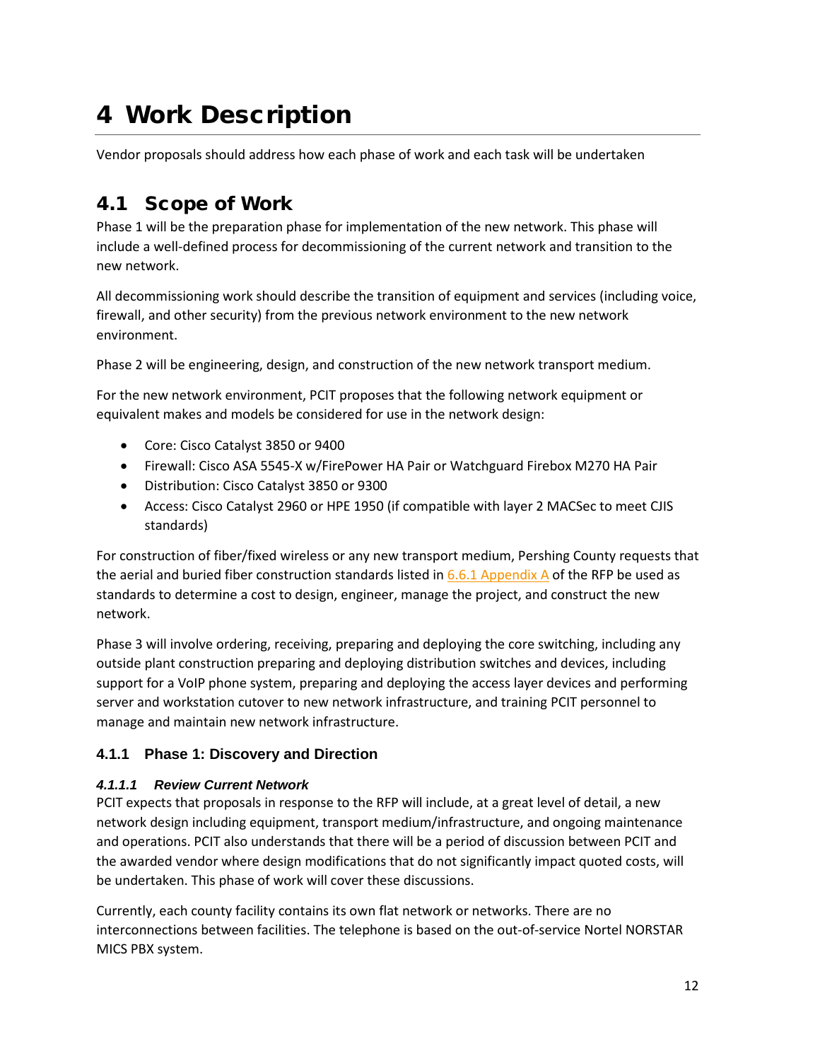# 4 Work Description

Vendor proposals should address how each phase of work and each task will be undertaken

## 4.1 Scope of Work

Phase 1 will be the preparation phase for implementation of the new network. This phase will include a well-defined process for decommissioning of the current network and transition to the new network.

All decommissioning work should describe the transition of equipment and services (including voice, firewall, and other security) from the previous network environment to the new network environment.

Phase 2 will be engineering, design, and construction of the new network transport medium.

For the new network environment, PCIT proposes that the following network equipment or equivalent makes and models be considered for use in the network design:

- Core: Cisco Catalyst 3850 or 9400
- Firewall: Cisco ASA 5545-X w/FirePower HA Pair or Watchguard Firebox M270 HA Pair
- Distribution: Cisco Catalyst 3850 or 9300
- Access: Cisco Catalyst 2960 or HPE 1950 (if compatible with layer 2 MACSec to meet CJIS standards)

For construction of fiber/fixed wireless or any new transport medium, Pershing County requests that the aerial and buried fiber construction standards listed in 6.6.1 Appendix A of the RFP be used as standards to determine a cost to design, engineer, manage the project, and construct the new network.

Phase 3 will involve ordering, receiving, preparing and deploying the core switching, including any outside plant construction preparing and deploying distribution switches and devices, including support for a VoIP phone system, preparing and deploying the access layer devices and performing server and workstation cutover to new network infrastructure, and training PCIT personnel to manage and maintain new network infrastructure.

### 4.1.1 Phase 1: Discovery and Direction

#### *4.1.1.1 Review Current Network*

PCIT expects that proposals in response to the RFP will include, at a great level of detail, a new network design including equipment, transport medium/infrastructure, and ongoing maintenance and operations. PCIT also understands that there will be a period of discussion between PCIT and the awarded vendor where design modifications that do not significantly impact quoted costs, will be undertaken. This phase of work will cover these discussions.

Currently, each county facility contains its own flat network or networks. There are no interconnections between facilities. The telephone is based on the out-of-service Nortel NORSTAR MICS PBX system.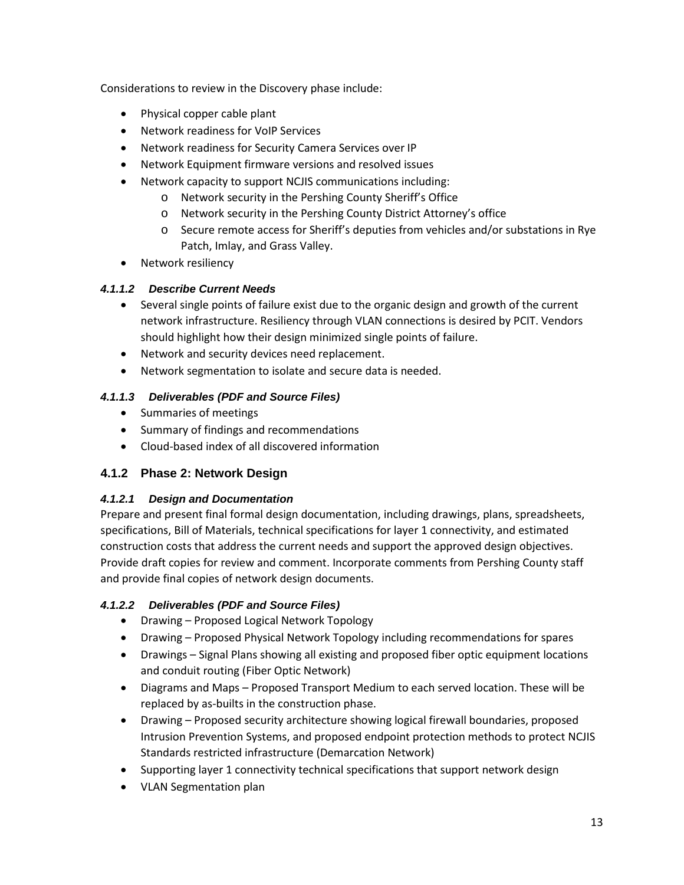Considerations to review in the Discovery phase include:

- Physical copper cable plant
- Network readiness for VoIP Services
- Network readiness for Security Camera Services over IP
- Network Equipment firmware versions and resolved issues
- Network capacity to support NCJIS communications including:
    - Network security in the Pershing County Sheriff's Office
    - Network security in the Pershing County District Attorney's office
    - Secure remote access for Sheriff's deputies from vehicles and/or substations in Rye Patch, Imlay, and Grass Valley.
- Network resiliency

#### *4.1.1.2 Describe Current Needs*

- Several single points of failure exist due to the organic design and growth of the current network infrastructure. Resiliency through VLAN connections is desired by PCIT. Vendors should highlight how their design minimized single points of failure.
- Network and security devices need replacement.
- Network segmentation to isolate and secure data is needed.

#### *4.1.1.3 Deliverables (PDF and Source Files)*

- Summaries of meetings
- Summary of findings and recommendations
- Cloud-based index of all discovered information

### 4.1.2 Phase 2: Network Design

#### *4.1.2.1 Design and Documentation*

Prepare and present final formal design documentation, including drawings, plans, spreadsheets, specifications, Bill of Materials, technical specifications for layer 1 connectivity, and estimated construction costs that address the current needs and support the approved design objectives. Provide draft copies for review and comment. Incorporate comments from Pershing County staff and provide final copies of network design documents.

#### *4.1.2.2 Deliverables (PDF and Source Files)*

- Drawing – Proposed Logical Network Topology
- Drawing – Proposed Physical Network Topology including recommendations for spares
- Drawings – Signal Plans showing all existing and proposed fiber optic equipment locations and conduit routing (Fiber Optic Network)
- Diagrams and Maps – Proposed Transport Medium to each served location. These will be replaced by as-builts in the construction phase.
- Drawing – Proposed security architecture showing logical firewall boundaries, proposed Intrusion Prevention Systems, and proposed endpoint protection methods to protect NCJIS Standards restricted infrastructure (Demarcation Network)
- Supporting layer 1 connectivity technical specifications that support network design
- VLAN Segmentation plan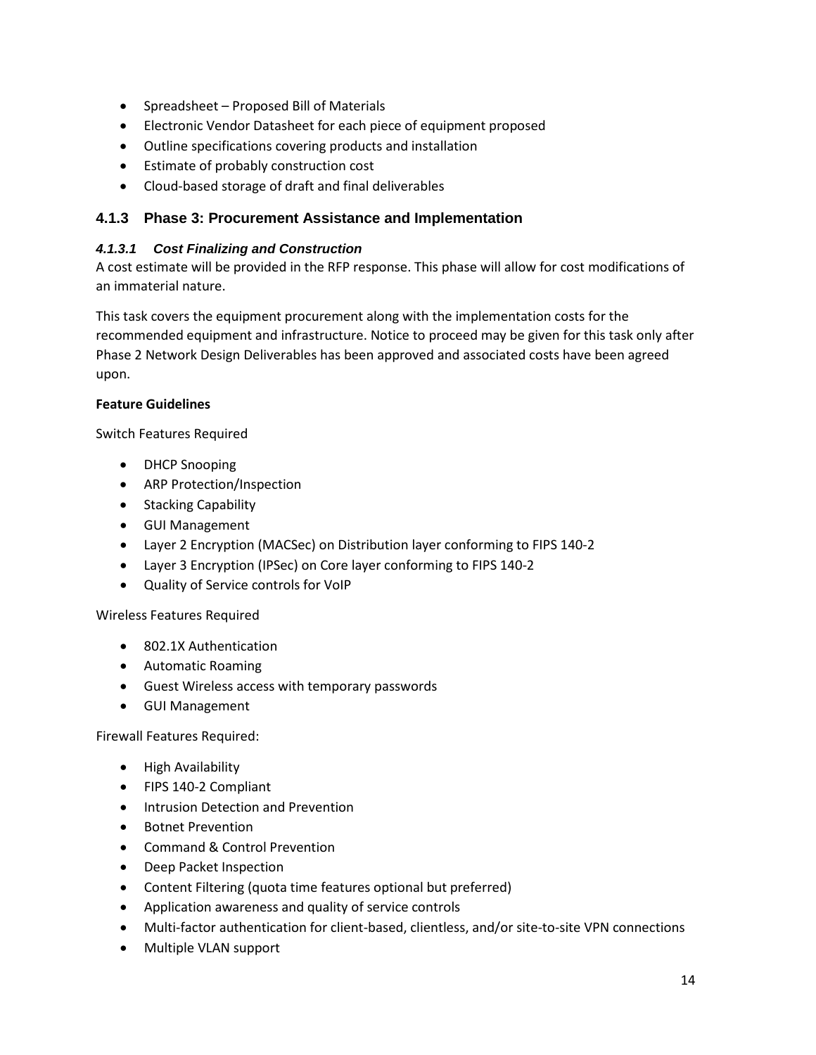- Spreadsheet – Proposed Bill of Materials
- Electronic Vendor Datasheet for each piece of equipment proposed
- Outline specifications covering products and installation
- Estimate of probably construction cost
- Cloud-based storage of draft and final deliverables

### 4.1.3 Phase 3: Procurement Assistance and Implementation

#### *4.1.3.1 Cost Finalizing and Construction*

A cost estimate will be provided in the RFP response. This phase will allow for cost modifications of an immaterial nature.

This task covers the equipment procurement along with the implementation costs for the recommended equipment and infrastructure. Notice to proceed may be given for this task only after Phase 2 Network Design Deliverables has been approved and associated costs have been agreed upon.

**Feature Guidelines**

Switch Features Required

- DHCP Snooping
- ARP Protection/Inspection
- Stacking Capability
- GUI Management
- Layer 2 Encryption (MACSec) on Distribution layer conforming to FIPS 140-2
- Layer 3 Encryption (IPSec) on Core layer conforming to FIPS 140-2
- Quality of Service controls for VoIP

Wireless Features Required

- 802.1X Authentication
- Automatic Roaming
- Guest Wireless access with temporary passwords
- GUI Management

Firewall Features Required:

- High Availability
- FIPS 140-2 Compliant
- Intrusion Detection and Prevention
- Botnet Prevention
- Command & Control Prevention
- Deep Packet Inspection
- Content Filtering (quota time features optional but preferred)
- Application awareness and quality of service controls
- Multi-factor authentication for client-based, clientless, and/or site-to-site VPN connections
- Multiple VLAN support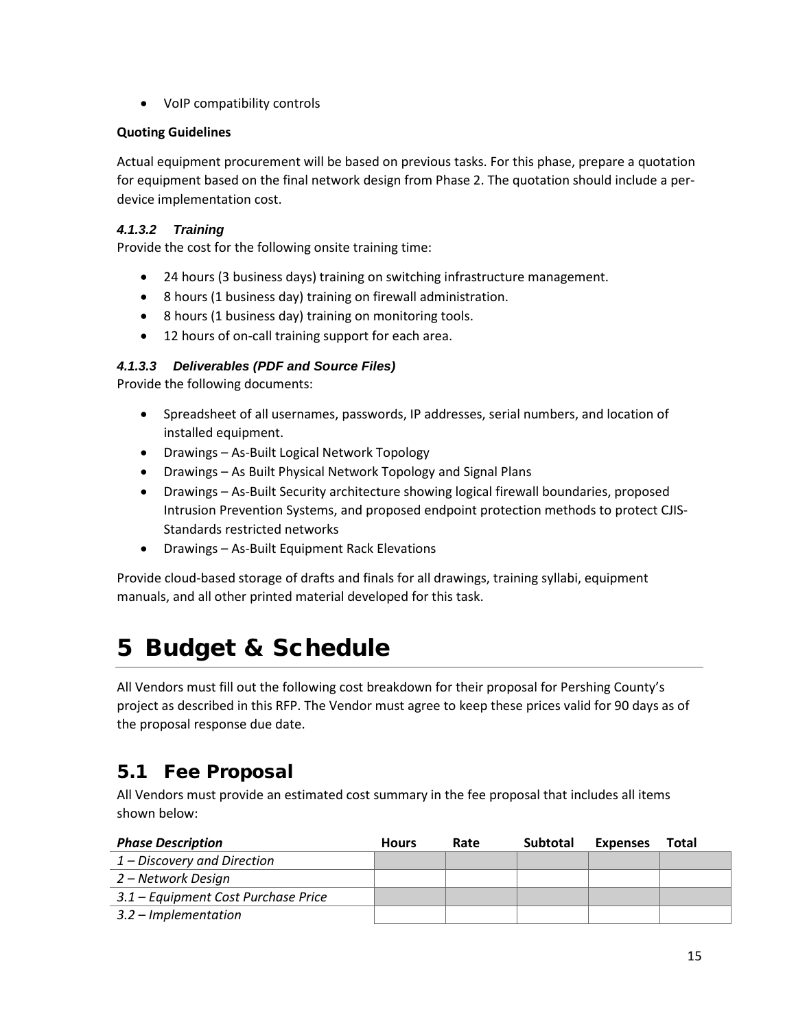- VoIP compatibility controls

**Quoting Guidelines**

Actual equipment procurement will be based on previous tasks. For this phase, prepare a quotation for equipment based on the final network design from Phase 2. The quotation should include a per-device implementation cost.

#### *4.1.3.2 Training*

Provide the cost for the following onsite training time:

- 24 hours (3 business days) training on switching infrastructure management.
- 8 hours (1 business day) training on firewall administration.
- 8 hours (1 business day) training on monitoring tools.
- 12 hours of on-call training support for each area.

#### *4.1.3.3 Deliverables (PDF and Source Files)*

Provide the following documents:

- Spreadsheet of all usernames, passwords, IP addresses, serial numbers, and location of installed equipment.
- Drawings – As-Built Logical Network Topology
- Drawings – As Built Physical Network Topology and Signal Plans
- Drawings – As-Built Security architecture showing logical firewall boundaries, proposed Intrusion Prevention Systems, and proposed endpoint protection methods to protect CJIS-Standards restricted networks
- Drawings – As-Built Equipment Rack Elevations

Provide cloud-based storage of drafts and finals for all drawings, training syllabi, equipment manuals, and all other printed material developed for this task.

# 5 Budget & Schedule

All Vendors must fill out the following cost breakdown for their proposal for Pershing County's project as described in this RFP. The Vendor must agree to keep these prices valid for 90 days as of the proposal response due date.

## 5.1 Fee Proposal

All Vendors must provide an estimated cost summary in the fee proposal that includes all items shown below:

| *Phase Description* | Hours | Rate | Subtotal | Expenses | Total |
|---|---|---|---|---|---|
| *1 – Discovery and Direction* | | | | | |
| *2 – Network Design* | | | | | |
| *3.1 – Equipment Cost Purchase Price* | | | | | |
| *3.2 – Implementation* | | | | | |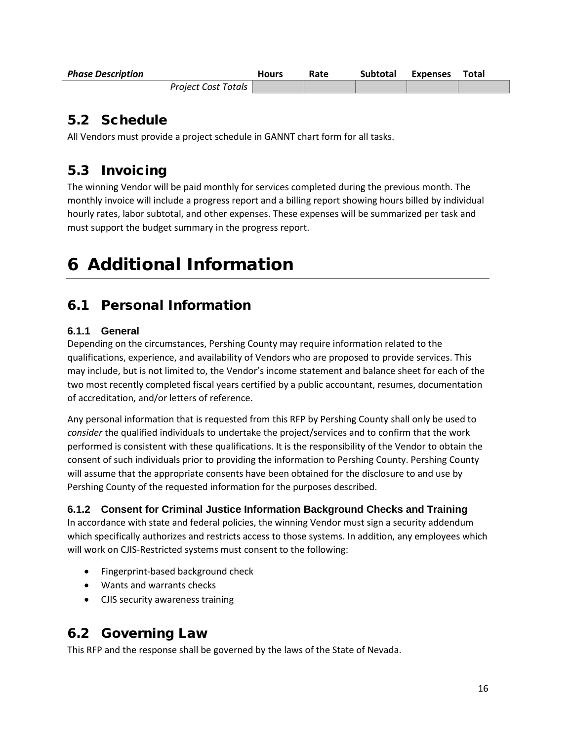| *Phase Description* | Hours | Rate | Subtotal | Expenses | Total |
|---|---|---|---|---|---|
| *Project Cost Totals* | | | | | |

## 5.2 Schedule

All Vendors must provide a project schedule in GANNT chart form for all tasks.

## 5.3 Invoicing

The winning Vendor will be paid monthly for services completed during the previous month. The monthly invoice will include a progress report and a billing report showing hours billed by individual hourly rates, labor subtotal, and other expenses. These expenses will be summarized per task and must support the budget summary in the progress report.

# 6 Additional Information

## 6.1 Personal Information

### 6.1.1 General

Depending on the circumstances, Pershing County may require information related to the qualifications, experience, and availability of Vendors who are proposed to provide services. This may include, but is not limited to, the Vendor's income statement and balance sheet for each of the two most recently completed fiscal years certified by a public accountant, resumes, documentation of accreditation, and/or letters of reference.

Any personal information that is requested from this RFP by Pershing County shall only be used to *consider* the qualified individuals to undertake the project/services and to confirm that the work performed is consistent with these qualifications. It is the responsibility of the Vendor to obtain the consent of such individuals prior to providing the information to Pershing County. Pershing County will assume that the appropriate consents have been obtained for the disclosure to and use by Pershing County of the requested information for the purposes described.

### 6.1.2 Consent for Criminal Justice Information Background Checks and Training

In accordance with state and federal policies, the winning Vendor must sign a security addendum which specifically authorizes and restricts access to those systems. In addition, any employees which will work on CJIS-Restricted systems must consent to the following:

- Fingerprint-based background check
- Wants and warrants checks
- CJIS security awareness training

## 6.2 Governing Law

This RFP and the response shall be governed by the laws of the State of Nevada.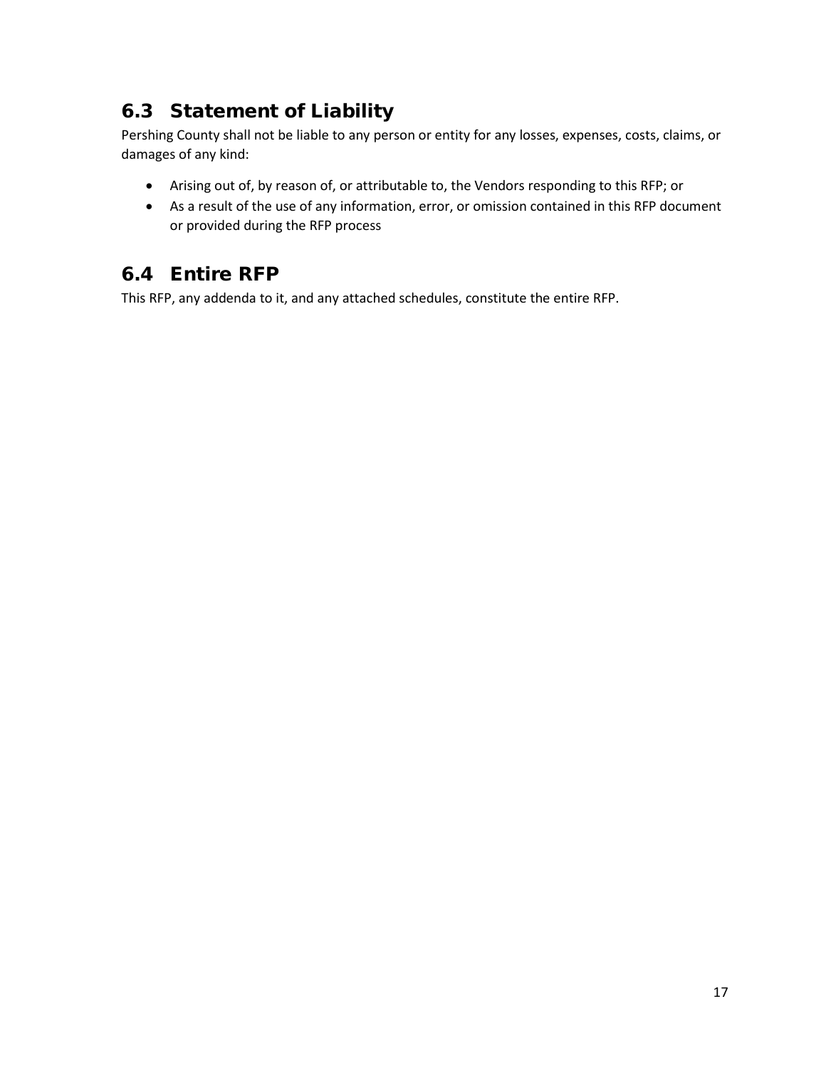## 6.3 Statement of Liability

Pershing County shall not be liable to any person or entity for any losses, expenses, costs, claims, or damages of any kind:

- Arising out of, by reason of, or attributable to, the Vendors responding to this RFP; or
- As a result of the use of any information, error, or omission contained in this RFP document or provided during the RFP process

## 6.4 Entire RFP

This RFP, any addenda to it, and any attached schedules, constitute the entire RFP.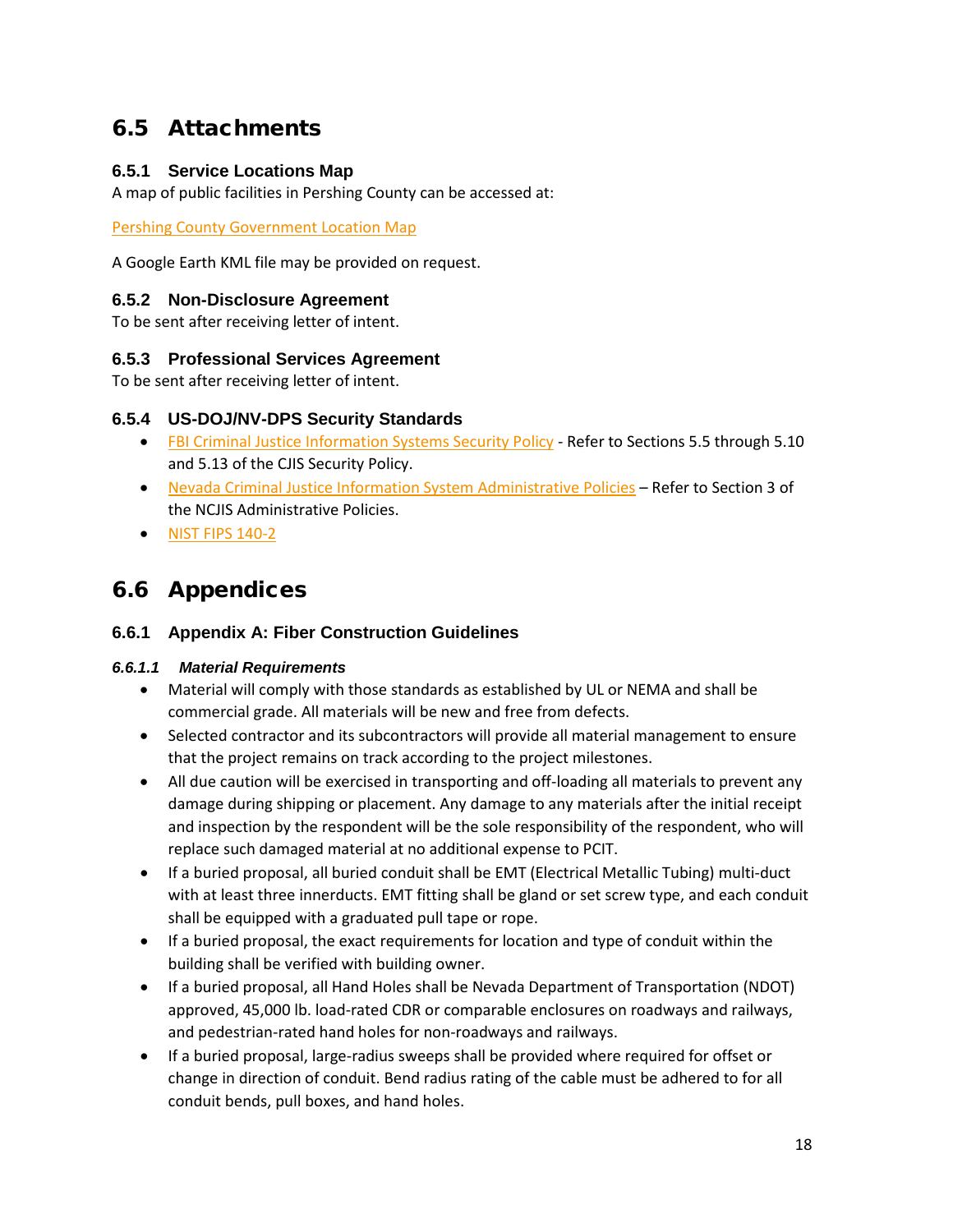## 6.5 Attachments

### 6.5.1 Service Locations Map

A map of public facilities in Pershing County can be accessed at:

Pershing County Government Location Map

A Google Earth KML file may be provided on request.

### 6.5.2 Non-Disclosure Agreement

To be sent after receiving letter of intent.

### 6.5.3 Professional Services Agreement

To be sent after receiving letter of intent.

### 6.5.4 US-DOJ/NV-DPS Security Standards

- FBI Criminal Justice Information Systems Security Policy - Refer to Sections 5.5 through 5.10 and 5.13 of the CJIS Security Policy.
- Nevada Criminal Justice Information System Administrative Policies – Refer to Section 3 of the NCJIS Administrative Policies.
- NIST FIPS 140-2

## 6.6 Appendices

### 6.6.1 Appendix A: Fiber Construction Guidelines

#### *6.6.1.1 Material Requirements*

- Material will comply with those standards as established by UL or NEMA and shall be commercial grade. All materials will be new and free from defects.
- Selected contractor and its subcontractors will provide all material management to ensure that the project remains on track according to the project milestones.
- All due caution will be exercised in transporting and off-loading all materials to prevent any damage during shipping or placement. Any damage to any materials after the initial receipt and inspection by the respondent will be the sole responsibility of the respondent, who will replace such damaged material at no additional expense to PCIT.
- If a buried proposal, all buried conduit shall be EMT (Electrical Metallic Tubing) multi-duct with at least three innerducts. EMT fitting shall be gland or set screw type, and each conduit shall be equipped with a graduated pull tape or rope.
- If a buried proposal, the exact requirements for location and type of conduit within the building shall be verified with building owner.
- If a buried proposal, all Hand Holes shall be Nevada Department of Transportation (NDOT) approved, 45,000 lb. load-rated CDR or comparable enclosures on roadways and railways, and pedestrian-rated hand holes for non-roadways and railways.
- If a buried proposal, large-radius sweeps shall be provided where required for offset or change in direction of conduit. Bend radius rating of the cable must be adhered to for all conduit bends, pull boxes, and hand holes.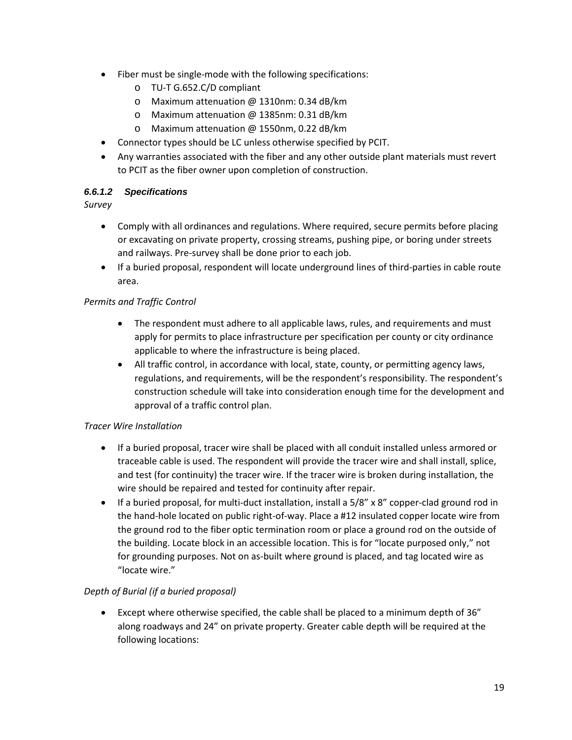- Fiber must be single-mode with the following specifications:
  - TU-T G.652.C/D compliant
  - Maximum attenuation @ 1310nm: 0.34 dB/km
  - Maximum attenuation @ 1385nm: 0.31 dB/km
  - Maximum attenuation @ 1550nm, 0.22 dB/km
- Connector types should be LC unless otherwise specified by PCIT.
- Any warranties associated with the fiber and any other outside plant materials must revert to PCIT as the fiber owner upon completion of construction.

#### *6.6.1.2 Specifications*

*Survey*

- Comply with all ordinances and regulations. Where required, secure permits before placing or excavating on private property, crossing streams, pushing pipe, or boring under streets and railways. Pre-survey shall be done prior to each job.
- If a buried proposal, respondent will locate underground lines of third-parties in cable route area.

*Permits and Traffic Control*

- The respondent must adhere to all applicable laws, rules, and requirements and must apply for permits to place infrastructure per specification per county or city ordinance applicable to where the infrastructure is being placed.
- All traffic control, in accordance with local, state, county, or permitting agency laws, regulations, and requirements, will be the respondent's responsibility. The respondent's construction schedule will take into consideration enough time for the development and approval of a traffic control plan.

*Tracer Wire Installation*

- If a buried proposal, tracer wire shall be placed with all conduit installed unless armored or traceable cable is used. The respondent will provide the tracer wire and shall install, splice, and test (for continuity) the tracer wire. If the tracer wire is broken during installation, the wire should be repaired and tested for continuity after repair.
- If a buried proposal, for multi-duct installation, install a 5/8" x 8" copper-clad ground rod in the hand-hole located on public right-of-way. Place a #12 insulated copper locate wire from the ground rod to the fiber optic termination room or place a ground rod on the outside of the building. Locate block in an accessible location. This is for "locate purposed only," not for grounding purposes. Not on as-built where ground is placed, and tag located wire as "locate wire."

*Depth of Burial (if a buried proposal)*

- Except where otherwise specified, the cable shall be placed to a minimum depth of 36" along roadways and 24" on private property. Greater cable depth will be required at the following locations: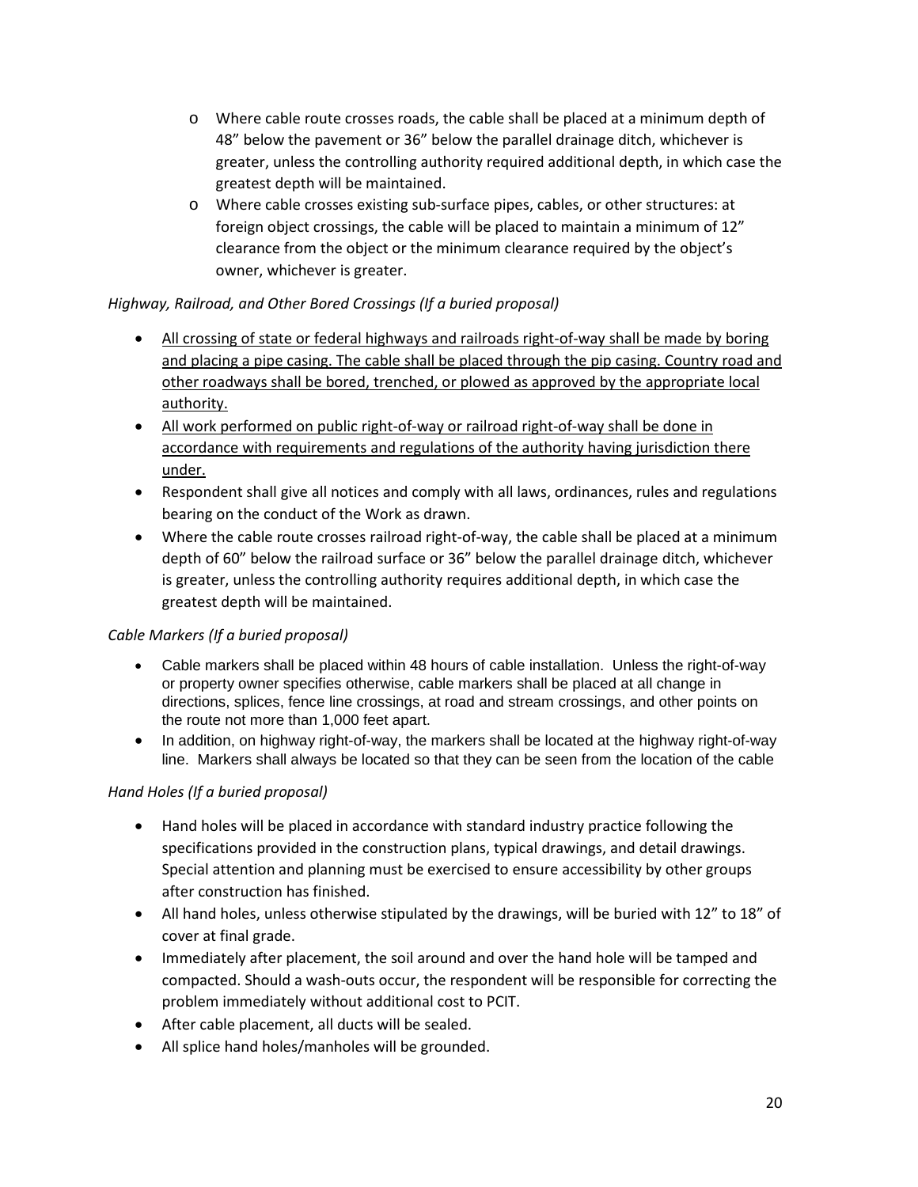- Where cable route crosses roads, the cable shall be placed at a minimum depth of 48" below the pavement or 36" below the parallel drainage ditch, whichever is greater, unless the controlling authority required additional depth, in which case the greatest depth will be maintained.
  - Where cable crosses existing sub-surface pipes, cables, or other structures: at foreign object crossings, the cable will be placed to maintain a minimum of 12" clearance from the object or the minimum clearance required by the object's owner, whichever is greater.

*Highway, Railroad, and Other Bored Crossings (If a buried proposal)*

- <u>All crossing of state or federal highways and railroads right-of-way shall be made by boring and placing a pipe casing. The cable shall be placed through the pip casing. Country road and other roadways shall be bored, trenched, or plowed as approved by the appropriate local authority.</u>
- <u>All work performed on public right-of-way or railroad right-of-way shall be done in accordance with requirements and regulations of the authority having jurisdiction there under.</u>
- Respondent shall give all notices and comply with all laws, ordinances, rules and regulations bearing on the conduct of the Work as drawn.
- Where the cable route crosses railroad right-of-way, the cable shall be placed at a minimum depth of 60" below the railroad surface or 36" below the parallel drainage ditch, whichever is greater, unless the controlling authority requires additional depth, in which case the greatest depth will be maintained.

*Cable Markers (If a buried proposal)*

- Cable markers shall be placed within 48 hours of cable installation. Unless the right-of-way or property owner specifies otherwise, cable markers shall be placed at all change in directions, splices, fence line crossings, at road and stream crossings, and other points on the route not more than 1,000 feet apart.
- In addition, on highway right-of-way, the markers shall be located at the highway right-of-way line. Markers shall always be located so that they can be seen from the location of the cable

*Hand Holes (If a buried proposal)*

- Hand holes will be placed in accordance with standard industry practice following the specifications provided in the construction plans, typical drawings, and detail drawings. Special attention and planning must be exercised to ensure accessibility by other groups after construction has finished.
- All hand holes, unless otherwise stipulated by the drawings, will be buried with 12" to 18" of cover at final grade.
- Immediately after placement, the soil around and over the hand hole will be tamped and compacted. Should a wash-outs occur, the respondent will be responsible for correcting the problem immediately without additional cost to PCIT.
- After cable placement, all ducts will be sealed.
- All splice hand holes/manholes will be grounded.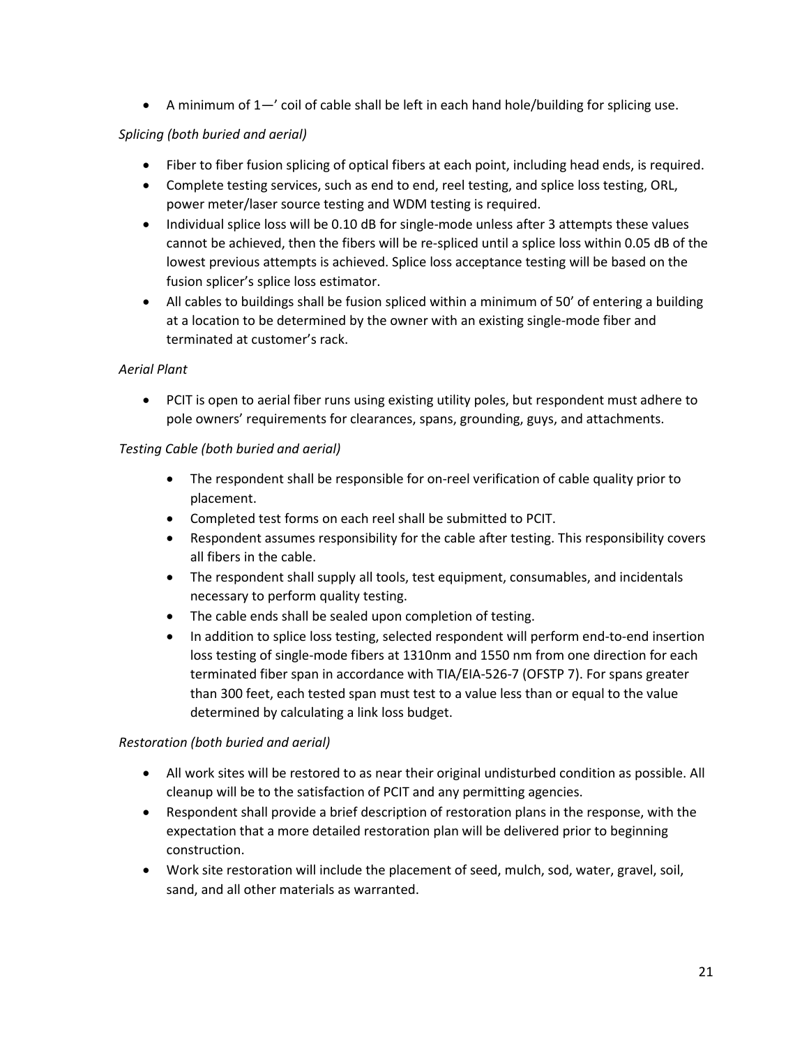- A minimum of 1—' coil of cable shall be left in each hand hole/building for splicing use.

*Splicing (both buried and aerial)*

- Fiber to fiber fusion splicing of optical fibers at each point, including head ends, is required.
- Complete testing services, such as end to end, reel testing, and splice loss testing, ORL, power meter/laser source testing and WDM testing is required.
- Individual splice loss will be 0.10 dB for single-mode unless after 3 attempts these values cannot be achieved, then the fibers will be re-spliced until a splice loss within 0.05 dB of the lowest previous attempts is achieved. Splice loss acceptance testing will be based on the fusion splicer's splice loss estimator.
- All cables to buildings shall be fusion spliced within a minimum of 50' of entering a building at a location to be determined by the owner with an existing single-mode fiber and terminated at customer's rack.

*Aerial Plant*

- PCIT is open to aerial fiber runs using existing utility poles, but respondent must adhere to pole owners' requirements for clearances, spans, grounding, guys, and attachments.

*Testing Cable (both buried and aerial)*

- The respondent shall be responsible for on-reel verification of cable quality prior to placement.
- Completed test forms on each reel shall be submitted to PCIT.
- Respondent assumes responsibility for the cable after testing. This responsibility covers all fibers in the cable.
- The respondent shall supply all tools, test equipment, consumables, and incidentals necessary to perform quality testing.
- The cable ends shall be sealed upon completion of testing.
- In addition to splice loss testing, selected respondent will perform end-to-end insertion loss testing of single-mode fibers at 1310nm and 1550 nm from one direction for each terminated fiber span in accordance with TIA/EIA-526-7 (OFSTP 7). For spans greater than 300 feet, each tested span must test to a value less than or equal to the value determined by calculating a link loss budget.

*Restoration (both buried and aerial)*

- All work sites will be restored to as near their original undisturbed condition as possible. All cleanup will be to the satisfaction of PCIT and any permitting agencies.
- Respondent shall provide a brief description of restoration plans in the response, with the expectation that a more detailed restoration plan will be delivered prior to beginning construction.
- Work site restoration will include the placement of seed, mulch, sod, water, gravel, soil, sand, and all other materials as warranted.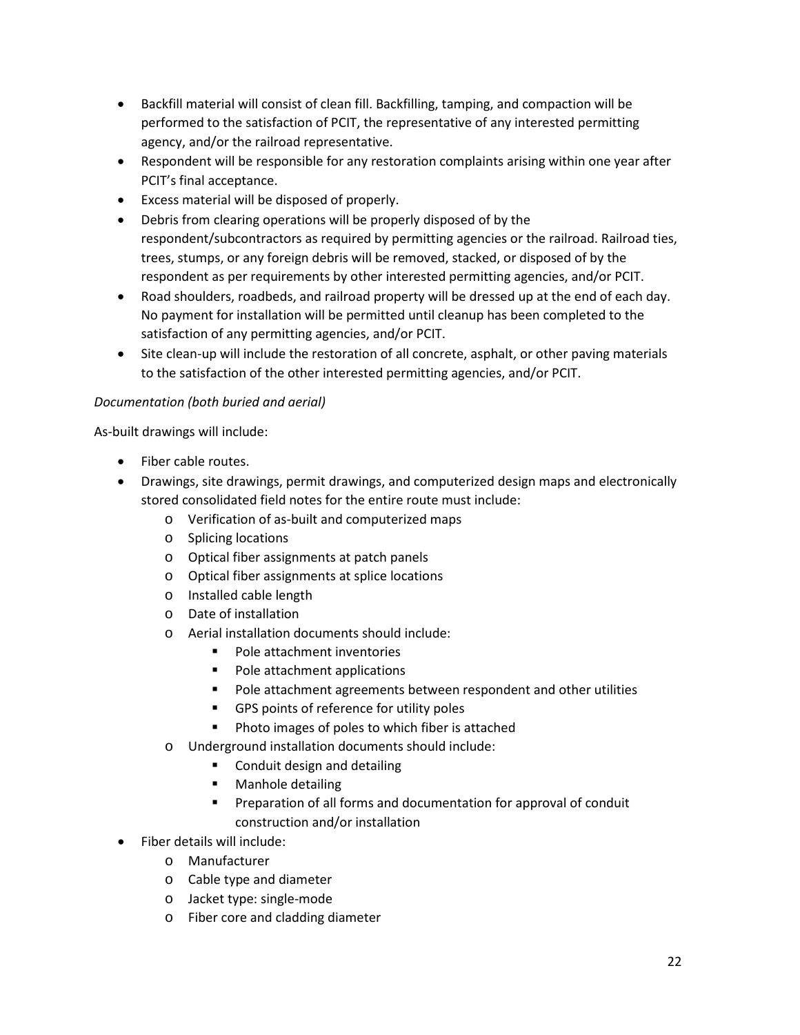- Backfill material will consist of clean fill. Backfilling, tamping, and compaction will be performed to the satisfaction of PCIT, the representative of any interested permitting agency, and/or the railroad representative.
- Respondent will be responsible for any restoration complaints arising within one year after PCIT's final acceptance.
- Excess material will be disposed of properly.
- Debris from clearing operations will be properly disposed of by the respondent/subcontractors as required by permitting agencies or the railroad. Railroad ties, trees, stumps, or any foreign debris will be removed, stacked, or disposed of by the respondent as per requirements by other interested permitting agencies, and/or PCIT.
- Road shoulders, roadbeds, and railroad property will be dressed up at the end of each day. No payment for installation will be permitted until cleanup has been completed to the satisfaction of any permitting agencies, and/or PCIT.
- Site clean-up will include the restoration of all concrete, asphalt, or other paving materials to the satisfaction of the other interested permitting agencies, and/or PCIT.

*Documentation (both buried and aerial)*

As-built drawings will include:

- Fiber cable routes.
- Drawings, site drawings, permit drawings, and computerized design maps and electronically stored consolidated field notes for the entire route must include:
  - Verification of as-built and computerized maps
  - Splicing locations
  - Optical fiber assignments at patch panels
  - Optical fiber assignments at splice locations
  - Installed cable length
  - Date of installation
  - Aerial installation documents should include:
    - Pole attachment inventories
    - Pole attachment applications
    - Pole attachment agreements between respondent and other utilities
    - GPS points of reference for utility poles
    - Photo images of poles to which fiber is attached
  - Underground installation documents should include:
    - Conduit design and detailing
    - Manhole detailing
    - Preparation of all forms and documentation for approval of conduit construction and/or installation
- Fiber details will include:
  - Manufacturer
  - Cable type and diameter
  - Jacket type: single-mode
  - Fiber core and cladding diameter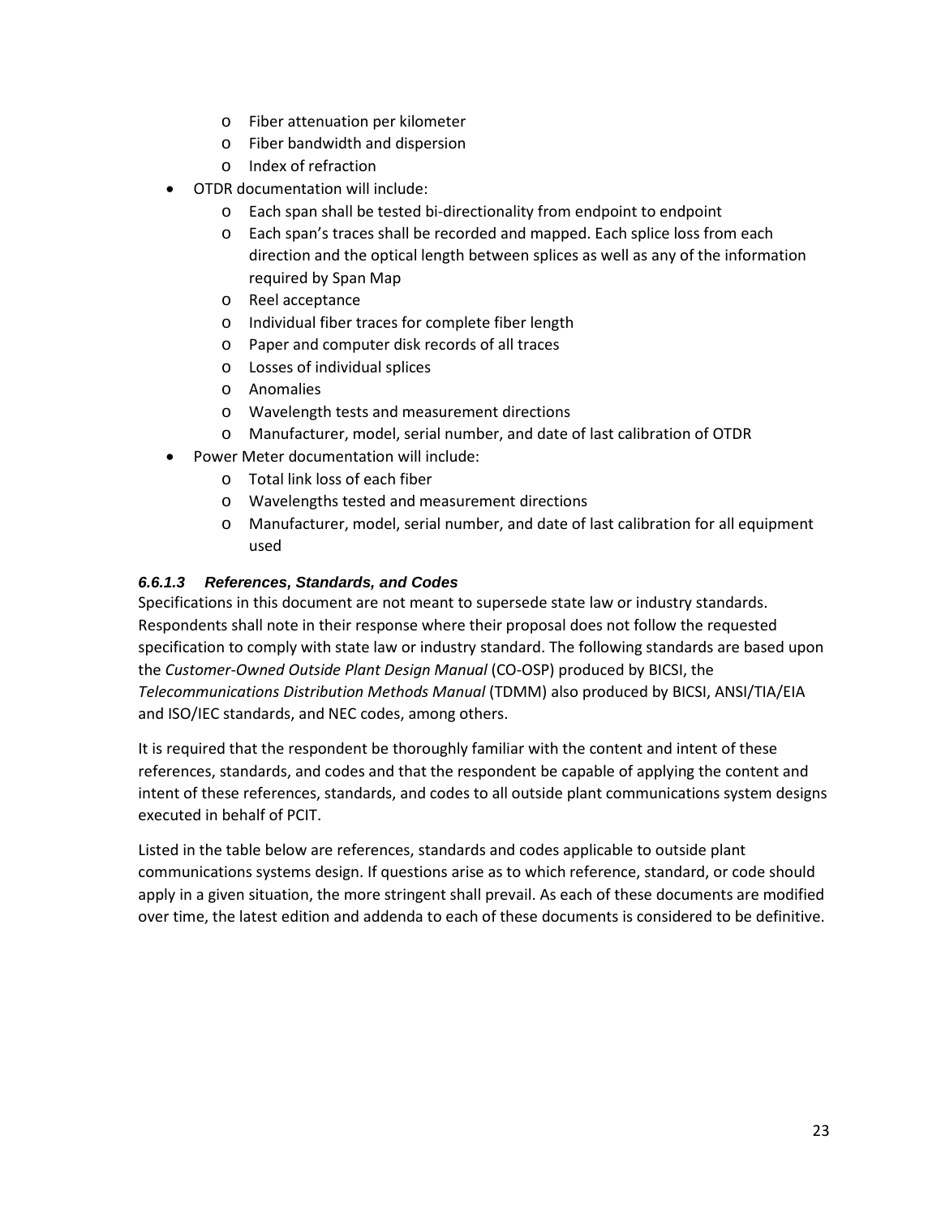- Fiber attenuation per kilometer
    - Fiber bandwidth and dispersion
    - Index of refraction
- OTDR documentation will include:
    - Each span shall be tested bi-directionality from endpoint to endpoint
    - Each span's traces shall be recorded and mapped. Each splice loss from each direction and the optical length between splices as well as any of the information required by Span Map
    - Reel acceptance
    - Individual fiber traces for complete fiber length
    - Paper and computer disk records of all traces
    - Losses of individual splices
    - Anomalies
    - Wavelength tests and measurement directions
    - Manufacturer, model, serial number, and date of last calibration of OTDR
- Power Meter documentation will include:
    - Total link loss of each fiber
    - Wavelengths tested and measurement directions
    - Manufacturer, model, serial number, and date of last calibration for all equipment used

#### *6.6.1.3 References, Standards, and Codes*

Specifications in this document are not meant to supersede state law or industry standards. Respondents shall note in their response where their proposal does not follow the requested specification to comply with state law or industry standard. The following standards are based upon the *Customer-Owned Outside Plant Design Manual* (CO-OSP) produced by BICSI, the *Telecommunications Distribution Methods Manual* (TDMM) also produced by BICSI, ANSI/TIA/EIA and ISO/IEC standards, and NEC codes, among others.

It is required that the respondent be thoroughly familiar with the content and intent of these references, standards, and codes and that the respondent be capable of applying the content and intent of these references, standards, and codes to all outside plant communications system designs executed in behalf of PCIT.

Listed in the table below are references, standards and codes applicable to outside plant communications systems design. If questions arise as to which reference, standard, or code should apply in a given situation, the more stringent shall prevail. As each of these documents are modified over time, the latest edition and addenda to each of these documents is considered to be definitive.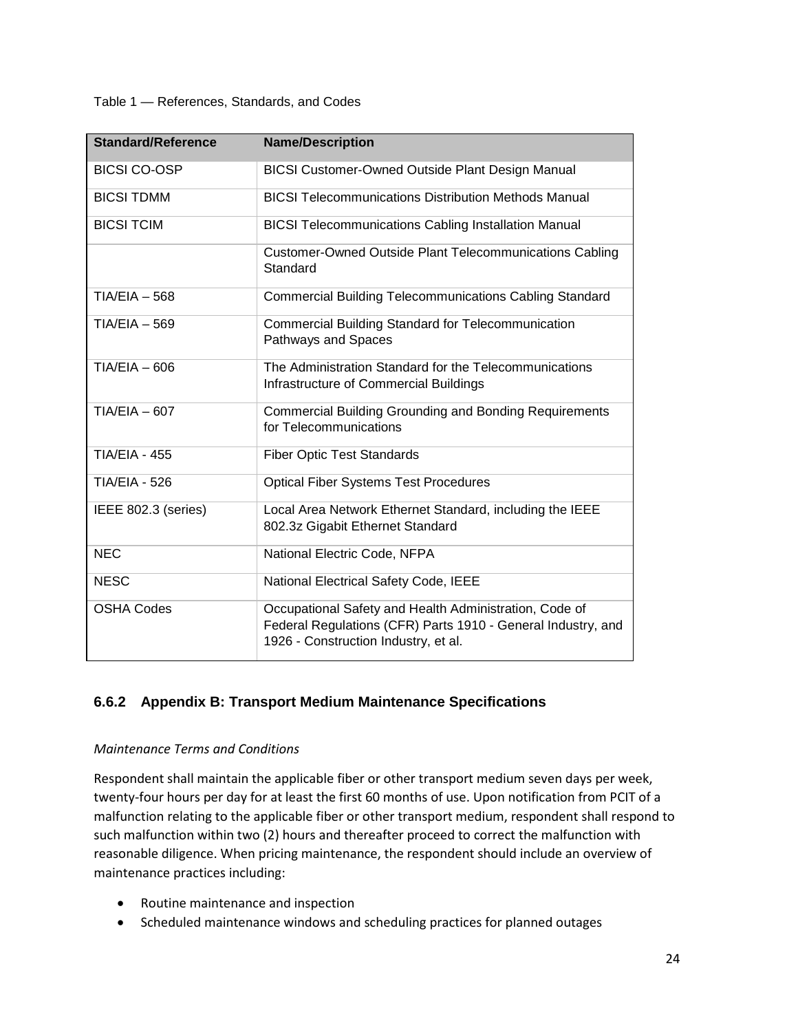Table 1 — References, Standards, and Codes

| Standard/Reference | Name/Description |
|---|---|
| BICSI CO-OSP | BICSI Customer-Owned Outside Plant Design Manual |
| BICSI TDMM | BICSI Telecommunications Distribution Methods Manual |
| BICSI TCIM | BICSI Telecommunications Cabling Installation Manual |
| | Customer-Owned Outside Plant Telecommunications Cabling Standard |
| TIA/EIA – 568 | Commercial Building Telecommunications Cabling Standard |
| TIA/EIA – 569 | Commercial Building Standard for Telecommunication Pathways and Spaces |
| TIA/EIA – 606 | The Administration Standard for the Telecommunications Infrastructure of Commercial Buildings |
| TIA/EIA – 607 | Commercial Building Grounding and Bonding Requirements for Telecommunications |
| TIA/EIA - 455 | Fiber Optic Test Standards |
| TIA/EIA - 526 | Optical Fiber Systems Test Procedures |
| IEEE 802.3 (series) | Local Area Network Ethernet Standard, including the IEEE 802.3z Gigabit Ethernet Standard |
| NEC | National Electric Code, NFPA |
| NESC | National Electrical Safety Code, IEEE |
| OSHA Codes | Occupational Safety and Health Administration, Code of Federal Regulations (CFR) Parts 1910 - General Industry, and 1926 - Construction Industry, et al. |

### 6.6.2 Appendix B: Transport Medium Maintenance Specifications

*Maintenance Terms and Conditions*

Respondent shall maintain the applicable fiber or other transport medium seven days per week, twenty-four hours per day for at least the first 60 months of use. Upon notification from PCIT of a malfunction relating to the applicable fiber or other transport medium, respondent shall respond to such malfunction within two (2) hours and thereafter proceed to correct the malfunction with reasonable diligence. When pricing maintenance, the respondent should include an overview of maintenance practices including:

- Routine maintenance and inspection
- Scheduled maintenance windows and scheduling practices for planned outages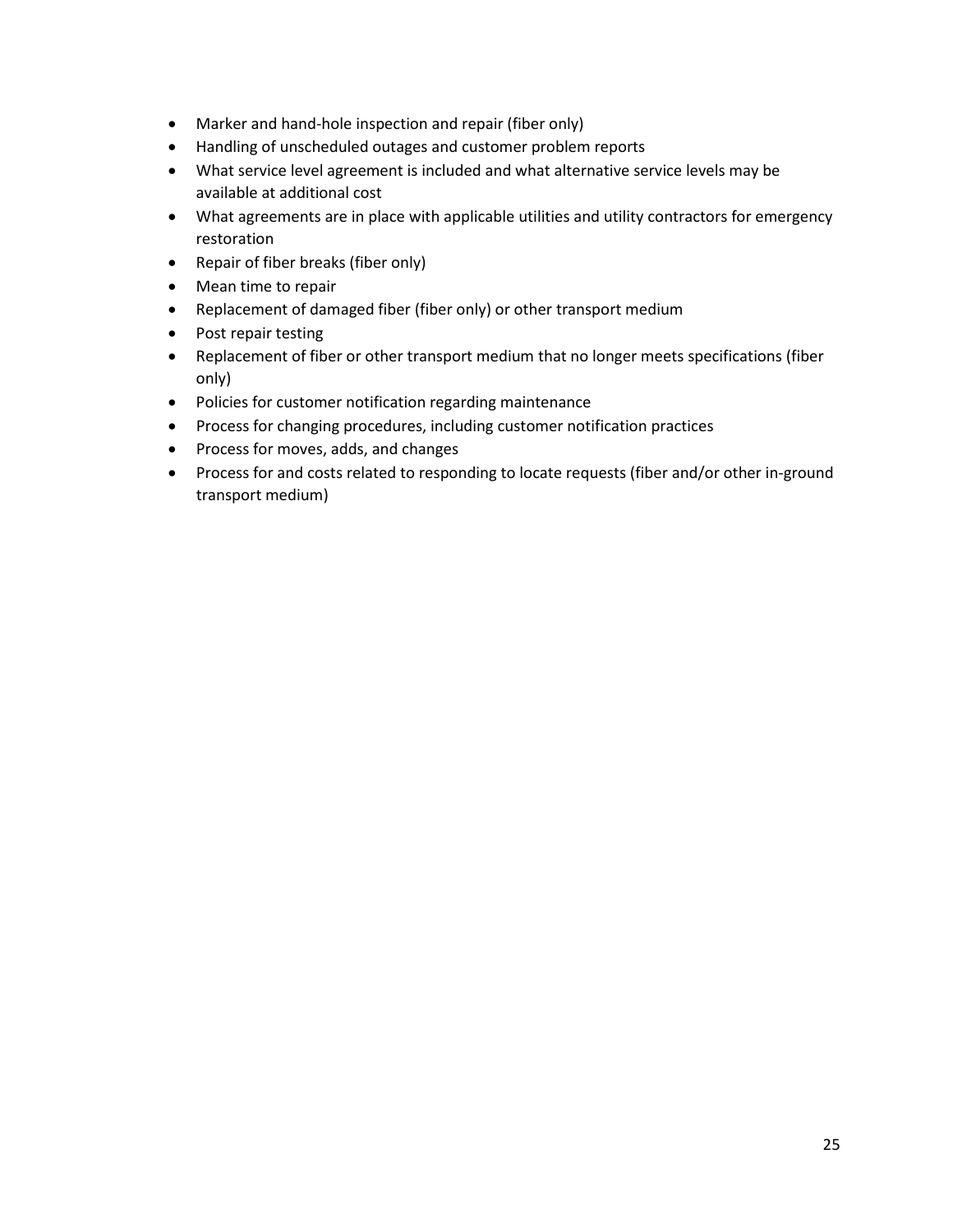- Marker and hand-hole inspection and repair (fiber only)
- Handling of unscheduled outages and customer problem reports
- What service level agreement is included and what alternative service levels may be available at additional cost
- What agreements are in place with applicable utilities and utility contractors for emergency restoration
- Repair of fiber breaks (fiber only)
- Mean time to repair
- Replacement of damaged fiber (fiber only) or other transport medium
- Post repair testing
- Replacement of fiber or other transport medium that no longer meets specifications (fiber only)
- Policies for customer notification regarding maintenance
- Process for changing procedures, including customer notification practices
- Process for moves, adds, and changes
- Process for and costs related to responding to locate requests (fiber and/or other in-ground transport medium)